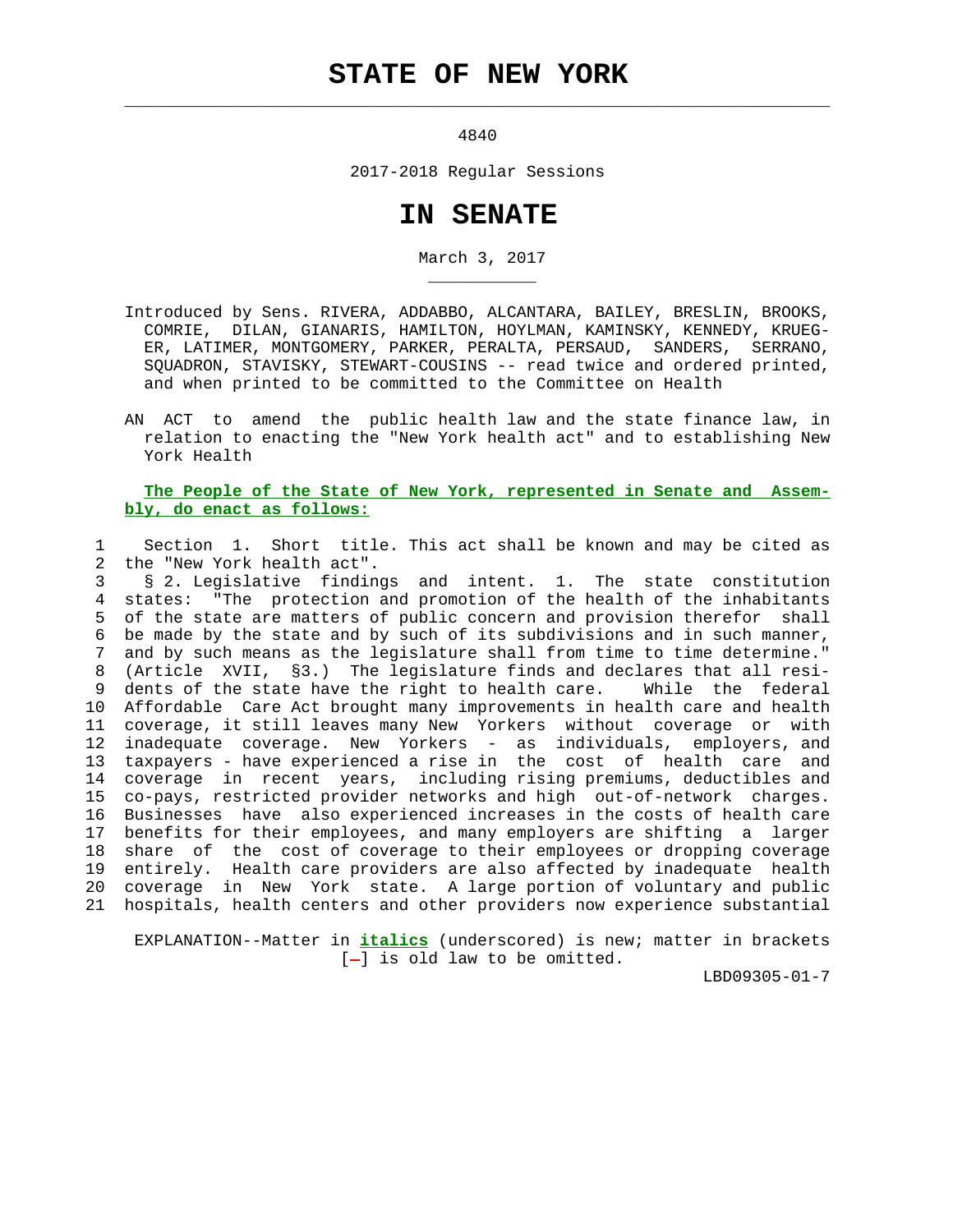# STATE OF NEW YORK

4840

2017-2018 Regular Sessions

# IN SENATE

March 3, 2017

Introduced by Sens. RIVERA, ADDABBO, ALCANTARA, BAILEY, BRESLIN, BROOKS, COMRIE, DILAN, GIANARIS, HAMILTON, HOYLMAN, KAMINSKY, KENNEDY, KRUEGER, LATIMER, MONTGOMERY, PARKER, PERALTA, PERSAUD, SANDERS, SERRANO, SQUADRON, STAVISKY, STEWART-COUSINS -- read twice and ordered printed, and when printed to be committed to the Committee on Health

AN ACT to amend the public health law and the state finance law, in relation to enacting the "New York health act" and to establishing New York Health

**The People of the State of New York, represented in Senate and Assembly, do enact as follows:**

Section 1. Short title. This act shall be known and may be cited as the "New York health act".

§ 2. Legislative findings and intent. 1. The state constitution states: "The protection and promotion of the health of the inhabitants of the state are matters of public concern and provision therefor shall be made by the state and by such of its subdivisions and in such manner, and by such means as the legislature shall from time to time determine." (Article XVII, §3.) The legislature finds and declares that all residents of the state have the right to health care. While the federal Affordable Care Act brought many improvements in health care and health coverage, it still leaves many New Yorkers without coverage or with inadequate coverage. New Yorkers - as individuals, employers, and taxpayers - have experienced a rise in the cost of health care and coverage in recent years, including rising premiums, deductibles and co-pays, restricted provider networks and high out-of-network charges. Businesses have also experienced increases in the costs of health care benefits for their employees, and many employers are shifting a larger share of the cost of coverage to their employees or dropping coverage entirely. Health care providers are also affected by inadequate health coverage in New York state. A large portion of voluntary and public hospitals, health centers and other providers now experience substantial

EXPLANATION--Matter in ***italics*** (underscored) is new; matter in brackets [-] is old law to be omitted.

LBD09305-01-7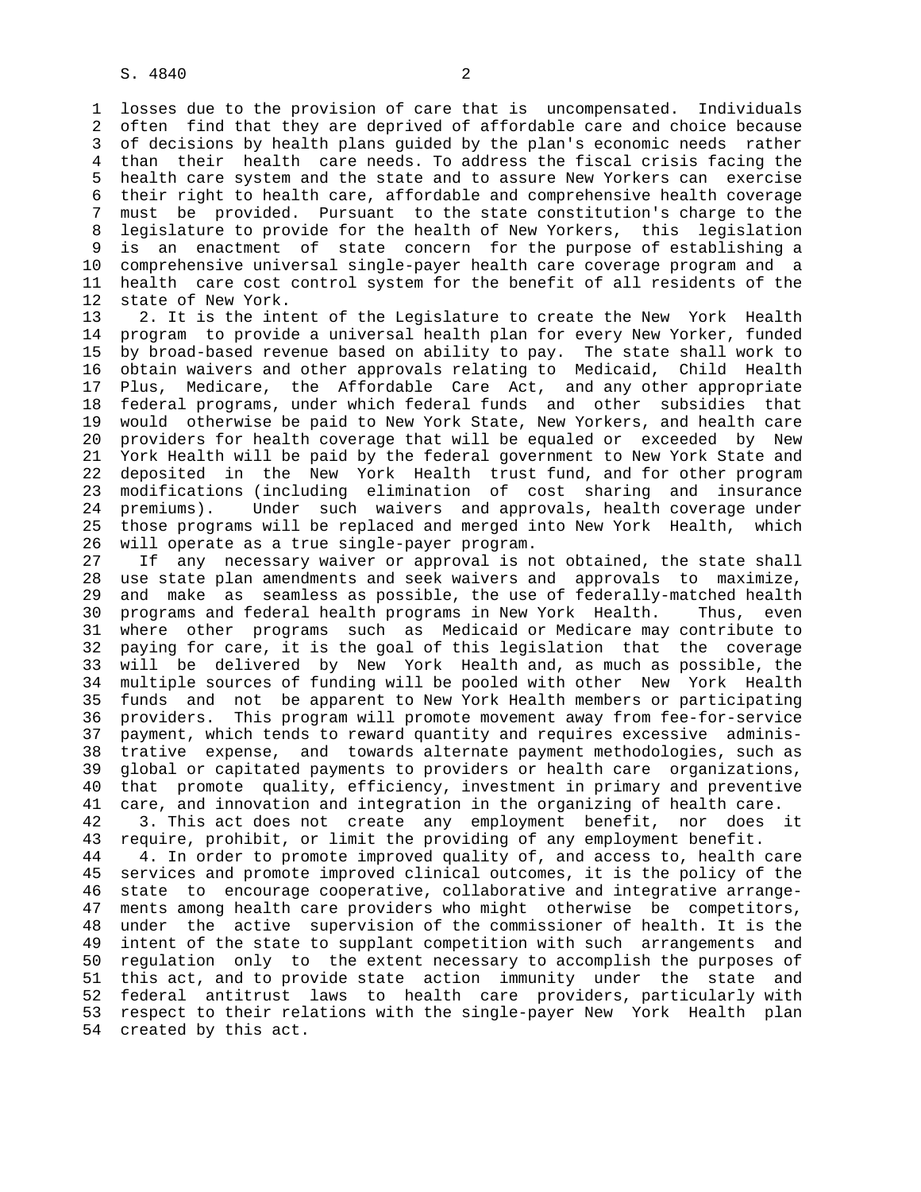losses due to the provision of care that is uncompensated. Individuals often find that they are deprived of affordable care and choice because of decisions by health plans guided by the plan's economic needs rather than their health care needs. To address the fiscal crisis facing the health care system and the state and to assure New Yorkers can exercise their right to health care, affordable and comprehensive health coverage must be provided. Pursuant to the state constitution's charge to the legislature to provide for the health of New Yorkers, this legislation is an enactment of state concern for the purpose of establishing a comprehensive universal single-payer health care coverage program and a health care cost control system for the benefit of all residents of the state of New York.

2. It is the intent of the Legislature to create the New York Health program to provide a universal health plan for every New Yorker, funded by broad-based revenue based on ability to pay. The state shall work to obtain waivers and other approvals relating to Medicaid, Child Health Plus, Medicare, the Affordable Care Act, and any other appropriate federal programs, under which federal funds and other subsidies that would otherwise be paid to New York State, New Yorkers, and health care providers for health coverage that will be equaled or exceeded by New York Health will be paid by the federal government to New York State and deposited in the New York Health trust fund, and for other program modifications (including elimination of cost sharing and insurance premiums). Under such waivers and approvals, health coverage under those programs will be replaced and merged into New York Health, which will operate as a true single-payer program.

If any necessary waiver or approval is not obtained, the state shall use state plan amendments and seek waivers and approvals to maximize, and make as seamless as possible, the use of federally-matched health programs and federal health programs in New York Health. Thus, even where other programs such as Medicaid or Medicare may contribute to paying for care, it is the goal of this legislation that the coverage will be delivered by New York Health and, as much as possible, the multiple sources of funding will be pooled with other New York Health funds and not be apparent to New York Health members or participating providers. This program will promote movement away from fee-for-service payment, which tends to reward quantity and requires excessive administrative expense, and towards alternate payment methodologies, such as global or capitated payments to providers or health care organizations, that promote quality, efficiency, investment in primary and preventive care, and innovation and integration in the organizing of health care.

3. This act does not create any employment benefit, nor does it require, prohibit, or limit the providing of any employment benefit.

4. In order to promote improved quality of, and access to, health care services and promote improved clinical outcomes, it is the policy of the state to encourage cooperative, collaborative and integrative arrangements among health care providers who might otherwise be competitors, under the active supervision of the commissioner of health. It is the intent of the state to supplant competition with such arrangements and regulation only to the extent necessary to accomplish the purposes of this act, and to provide state action immunity under the state and federal antitrust laws to health care providers, particularly with respect to their relations with the single-payer New York Health plan created by this act.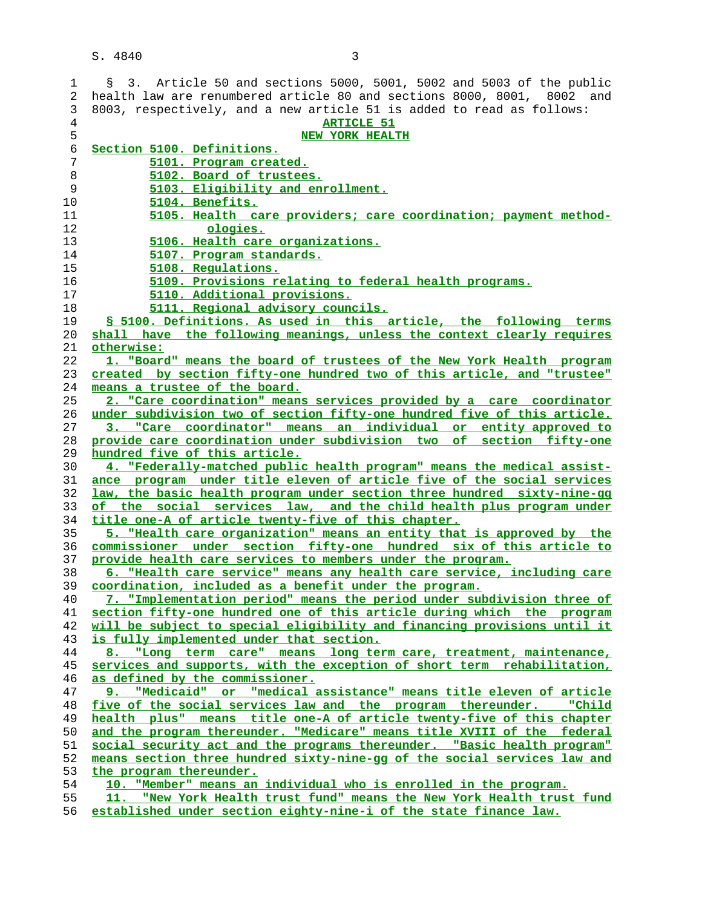§ 3. Article 50 and sections 5000, 5001, 5002 and 5003 of the public health law are renumbered article 80 and sections 8000, 8001, 8002 and 8003, respectively, and a new article 51 is added to read as follows:

## ARTICLE 51
## NEW YORK HEALTH

**Section 5100. Definitions.**
**5101. Program created.**
**5102. Board of trustees.**
**5103. Eligibility and enrollment.**
**5104. Benefits.**
**5105. Health care providers; care coordination; payment methodologies.**
**5106. Health care organizations.**
**5107. Program standards.**
**5108. Regulations.**
**5109. Provisions relating to federal health programs.**
**5110. Additional provisions.**
**5111. Regional advisory councils.**

**§ 5100. Definitions. As used in this article, the following terms shall have the following meanings, unless the context clearly requires otherwise:**

**1. "Board" means the board of trustees of the New York Health program created by section fifty-one hundred two of this article, and "trustee" means a trustee of the board.**

**2. "Care coordination" means services provided by a care coordinator under subdivision two of section fifty-one hundred five of this article.**

**3. "Care coordinator" means an individual or entity approved to provide care coordination under subdivision two of section fifty-one hundred five of this article.**

**4. "Federally-matched public health program" means the medical assistance program under title eleven of article five of the social services law, the basic health program under section three hundred sixty-nine-gg of the social services law, and the child health plus program under title one-A of article twenty-five of this chapter.**

**5. "Health care organization" means an entity that is approved by the commissioner under section fifty-one hundred six of this article to provide health care services to members under the program.**

**6. "Health care service" means any health care service, including care coordination, included as a benefit under the program.**

**7. "Implementation period" means the period under subdivision three of section fifty-one hundred one of this article during which the program will be subject to special eligibility and financing provisions until it is fully implemented under that section.**

**8. "Long term care" means long term care, treatment, maintenance, services and supports, with the exception of short term rehabilitation, as defined by the commissioner.**

**9. "Medicaid" or "medical assistance" means title eleven of article five of the social services law and the program thereunder. "Child health plus" means title one-A of article twenty-five of this chapter and the program thereunder. "Medicare" means title XVIII of the federal social security act and the programs thereunder. "Basic health program" means section three hundred sixty-nine-gg of the social services law and the program thereunder.**

**10. "Member" means an individual who is enrolled in the program.**

**11. "New York Health trust fund" means the New York Health trust fund established under section eighty-nine-i of the state finance law.**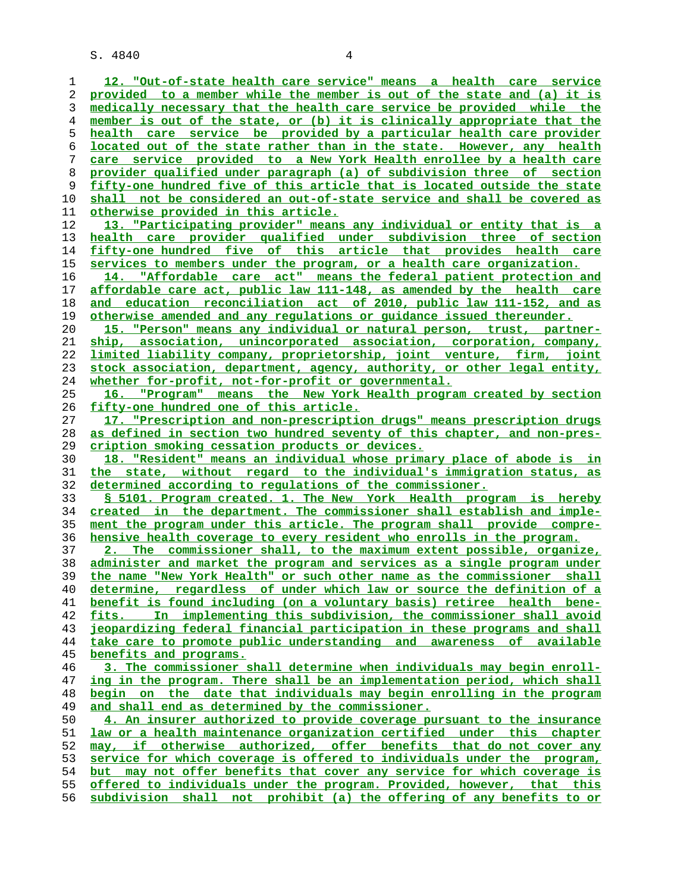12. "Out-of-state health care service" means a health care service provided to a member while the member is out of the state and (a) it is medically necessary that the health care service be provided while the member is out of the state, or (b) it is clinically appropriate that the health care service be provided by a particular health care provider located out of the state rather than in the state. However, any health care service provided to a New York Health enrollee by a health care provider qualified under paragraph (a) of subdivision three of section fifty-one hundred five of this article that is located outside the state shall not be considered an out-of-state service and shall be covered as otherwise provided in this article.

13. "Participating provider" means any individual or entity that is a health care provider qualified under subdivision three of section fifty-one hundred five of this article that provides health care services to members under the program, or a health care organization.

14. "Affordable care act" means the federal patient protection and affordable care act, public law 111-148, as amended by the health care and education reconciliation act of 2010, public law 111-152, and as otherwise amended and any regulations or guidance issued thereunder.

15. "Person" means any individual or natural person, trust, partnership, association, unincorporated association, corporation, company, limited liability company, proprietorship, joint venture, firm, joint stock association, department, agency, authority, or other legal entity, whether for-profit, not-for-profit or governmental.

16. "Program" means the New York Health program created by section fifty-one hundred one of this article.

17. "Prescription and non-prescription drugs" means prescription drugs as defined in section two hundred seventy of this chapter, and non-prescription smoking cessation products or devices.

18. "Resident" means an individual whose primary place of abode is in the state, without regard to the individual's immigration status, as determined according to regulations of the commissioner.

§ 5101. Program created. 1. The New York Health program is hereby created in the department. The commissioner shall establish and implement the program under this article. The program shall provide comprehensive health coverage to every resident who enrolls in the program.

2. The commissioner shall, to the maximum extent possible, organize, administer and market the program and services as a single program under the name "New York Health" or such other name as the commissioner shall determine, regardless of under which law or source the definition of a benefit is found including (on a voluntary basis) retiree health benefits. In implementing this subdivision, the commissioner shall avoid jeopardizing federal financial participation in these programs and shall take care to promote public understanding and awareness of available benefits and programs.

3. The commissioner shall determine when individuals may begin enrolling in the program. There shall be an implementation period, which shall begin on the date that individuals may begin enrolling in the program and shall end as determined by the commissioner.

4. An insurer authorized to provide coverage pursuant to the insurance law or a health maintenance organization certified under this chapter may, if otherwise authorized, offer benefits that do not cover any service for which coverage is offered to individuals under the program, but may not offer benefits that cover any service for which coverage is offered to individuals under the program. Provided, however, that this subdivision shall not prohibit (a) the offering of any benefits to or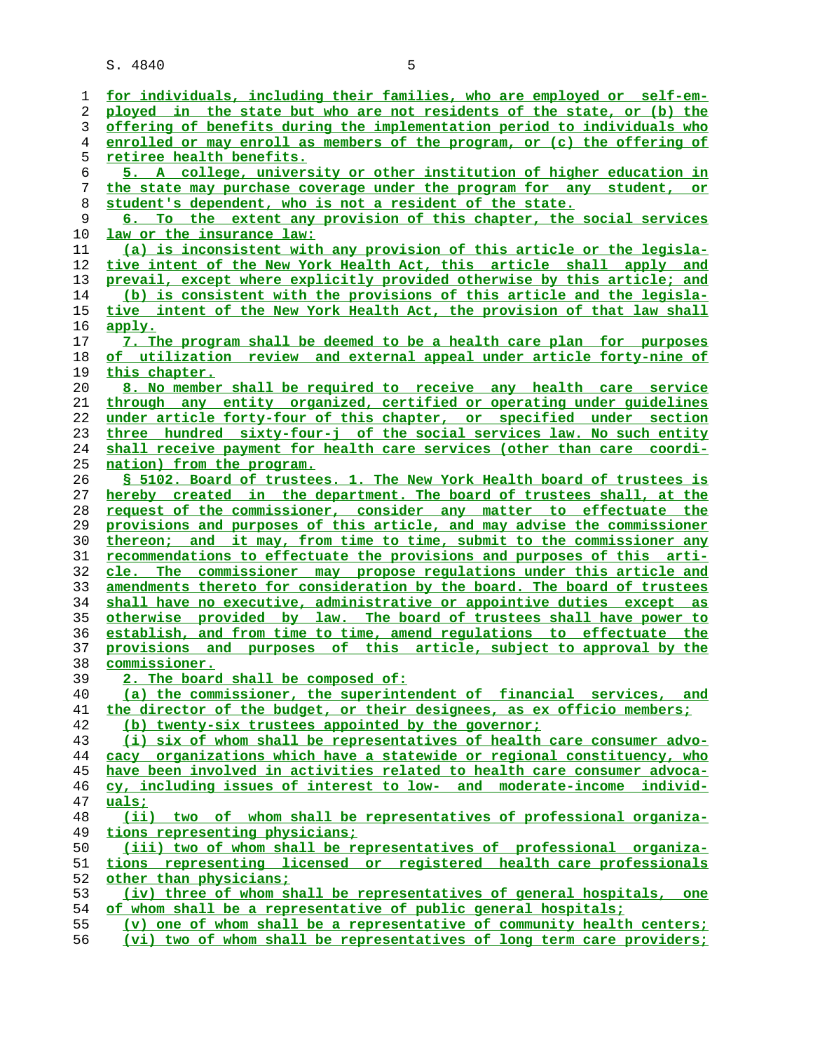for individuals, including their families, who are employed or self-employed in the state but who are not residents of the state, or (b) the offering of benefits during the implementation period to individuals who enrolled or may enroll as members of the program, or (c) the offering of retiree health benefits.

5. A college, university or other institution of higher education in the state may purchase coverage under the program for any student, or student's dependent, who is not a resident of the state.

6. To the extent any provision of this chapter, the social services law or the insurance law:

(a) is inconsistent with any provision of this article or the legislative intent of the New York Health Act, this article shall apply and prevail, except where explicitly provided otherwise by this article; and

(b) is consistent with the provisions of this article and the legislative intent of the New York Health Act, the provision of that law shall apply.

7. The program shall be deemed to be a health care plan for purposes of utilization review and external appeal under article forty-nine of this chapter.

8. No member shall be required to receive any health care service through any entity organized, certified or operating under guidelines under article forty-four of this chapter, or specified under section three hundred sixty-four-j of the social services law. No such entity shall receive payment for health care services (other than care coordination) from the program.

§ 5102. Board of trustees. 1. The New York Health board of trustees is hereby created in the department. The board of trustees shall, at the request of the commissioner, consider any matter to effectuate the provisions and purposes of this article, and may advise the commissioner thereon; and it may, from time to time, submit to the commissioner any recommendations to effectuate the provisions and purposes of this article. The commissioner may propose regulations under this article and amendments thereto for consideration by the board. The board of trustees shall have no executive, administrative or appointive duties except as otherwise provided by law. The board of trustees shall have power to establish, and from time to time, amend regulations to effectuate the provisions and purposes of this article, subject to approval by the commissioner.

2. The board shall be composed of:

(a) the commissioner, the superintendent of financial services, and the director of the budget, or their designees, as ex officio members;

(b) twenty-six trustees appointed by the governor;

(i) six of whom shall be representatives of health care consumer advocacy organizations which have a statewide or regional constituency, who have been involved in activities related to health care consumer advocacy, including issues of interest to low- and moderate-income individuals;

(ii) two of whom shall be representatives of professional organizations representing physicians;

(iii) two of whom shall be representatives of professional organizations representing licensed or registered health care professionals other than physicians;

(iv) three of whom shall be representatives of general hospitals, one of whom shall be a representative of public general hospitals;

(v) one of whom shall be a representative of community health centers;

(vi) two of whom shall be representatives of long term care providers;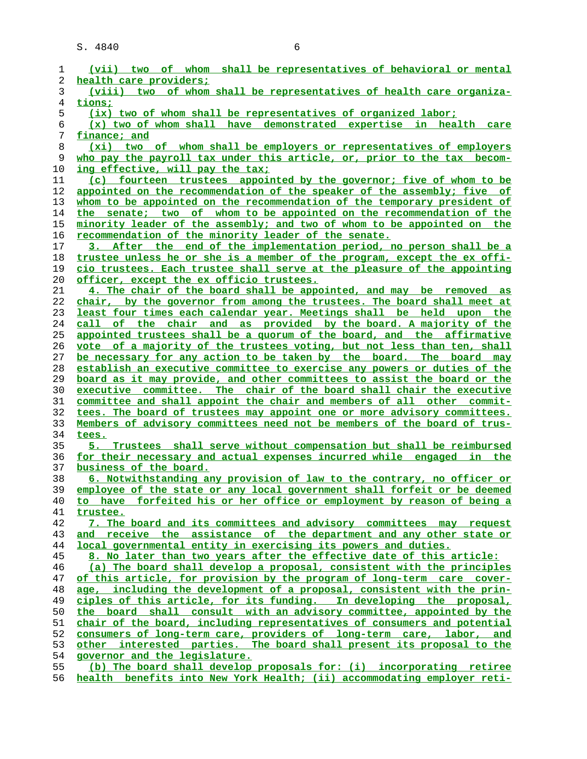(vii) two of whom shall be representatives of behavioral or mental health care providers;

(viii) two of whom shall be representatives of health care organizations;

(ix) two of whom shall be representatives of organized labor;

(x) two of whom shall have demonstrated expertise in health care finance; and

(xi) two of whom shall be employers or representatives of employers who pay the payroll tax under this article, or, prior to the tax becoming effective, will pay the tax;

(c) fourteen trustees appointed by the governor; five of whom to be appointed on the recommendation of the speaker of the assembly; five of whom to be appointed on the recommendation of the temporary president of the senate; two of whom to be appointed on the recommendation of the minority leader of the assembly; and two of whom to be appointed on the recommendation of the minority leader of the senate.

3. After the end of the implementation period, no person shall be a trustee unless he or she is a member of the program, except the ex officio trustees. Each trustee shall serve at the pleasure of the appointing officer, except the ex officio trustees.

4. The chair of the board shall be appointed, and may be removed as chair, by the governor from among the trustees. The board shall meet at least four times each calendar year. Meetings shall be held upon the call of the chair and as provided by the board. A majority of the appointed trustees shall be a quorum of the board, and the affirmative vote of a majority of the trustees voting, but not less than ten, shall be necessary for any action to be taken by the board. The board may establish an executive committee to exercise any powers or duties of the board as it may provide, and other committees to assist the board or the executive committee. The chair of the board shall chair the executive committee and shall appoint the chair and members of all other committees. The board of trustees may appoint one or more advisory committees. Members of advisory committees need not be members of the board of trustees.

5. Trustees shall serve without compensation but shall be reimbursed for their necessary and actual expenses incurred while engaged in the business of the board.

6. Notwithstanding any provision of law to the contrary, no officer or employee of the state or any local government shall forfeit or be deemed to have forfeited his or her office or employment by reason of being a trustee.

7. The board and its committees and advisory committees may request and receive the assistance of the department and any other state or local governmental entity in exercising its powers and duties.

8. No later than two years after the effective date of this article:

(a) The board shall develop a proposal, consistent with the principles of this article, for provision by the program of long-term care coverage, including the development of a proposal, consistent with the principles of this article, for its funding. In developing the proposal, the board shall consult with an advisory committee, appointed by the chair of the board, including representatives of consumers and potential consumers of long-term care, providers of long-term care, labor, and other interested parties. The board shall present its proposal to the governor and the legislature.

(b) The board shall develop proposals for: (i) incorporating retiree health benefits into New York Health; (ii) accommodating employer reti-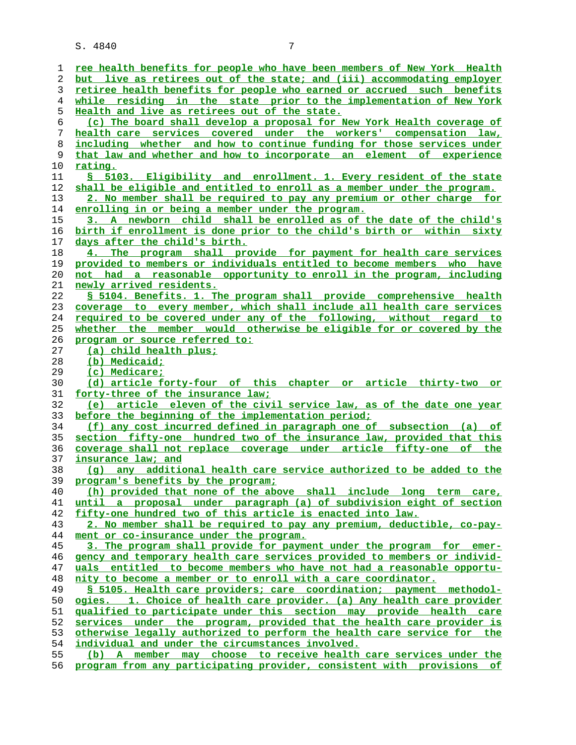ree health benefits for people who have been members of New York Health but live as retirees out of the state; and (iii) accommodating employer retiree health benefits for people who earned or accrued such benefits while residing in the state prior to the implementation of New York Health and live as retirees out of the state.

(c) The board shall develop a proposal for New York Health coverage of health care services covered under the workers' compensation law, including whether and how to continue funding for those services under that law and whether and how to incorporate an element of experience rating.

§ 5103. Eligibility and enrollment. 1. Every resident of the state shall be eligible and entitled to enroll as a member under the program.

2. No member shall be required to pay any premium or other charge for enrolling in or being a member under the program.

3. A newborn child shall be enrolled as of the date of the child's birth if enrollment is done prior to the child's birth or within sixty days after the child's birth.

4. The program shall provide for payment for health care services provided to members or individuals entitled to become members who have not had a reasonable opportunity to enroll in the program, including newly arrived residents.

§ 5104. Benefits. 1. The program shall provide comprehensive health coverage to every member, which shall include all health care services required to be covered under any of the following, without regard to whether the member would otherwise be eligible for or covered by the program or source referred to:

(a) child health plus;

(b) Medicaid;

(c) Medicare;

(d) article forty-four of this chapter or article thirty-two or forty-three of the insurance law;

(e) article eleven of the civil service law, as of the date one year before the beginning of the implementation period;

(f) any cost incurred defined in paragraph one of subsection (a) of section fifty-one hundred two of the insurance law, provided that this coverage shall not replace coverage under article fifty-one of the insurance law; and

(g) any additional health care service authorized to be added to the program's benefits by the program;

(h) provided that none of the above shall include long term care, until a proposal under paragraph (a) of subdivision eight of section fifty-one hundred two of this article is enacted into law.

2. No member shall be required to pay any premium, deductible, co-payment or co-insurance under the program.

3. The program shall provide for payment under the program for emergency and temporary health care services provided to members or individuals entitled to become members who have not had a reasonable opportunity to become a member or to enroll with a care coordinator.

§ 5105. Health care providers; care coordination; payment methodologies. 1. Choice of health care provider. (a) Any health care provider qualified to participate under this section may provide health care services under the program, provided that the health care provider is otherwise legally authorized to perform the health care service for the individual and under the circumstances involved.

(b) A member may choose to receive health care services under the program from any participating provider, consistent with provisions of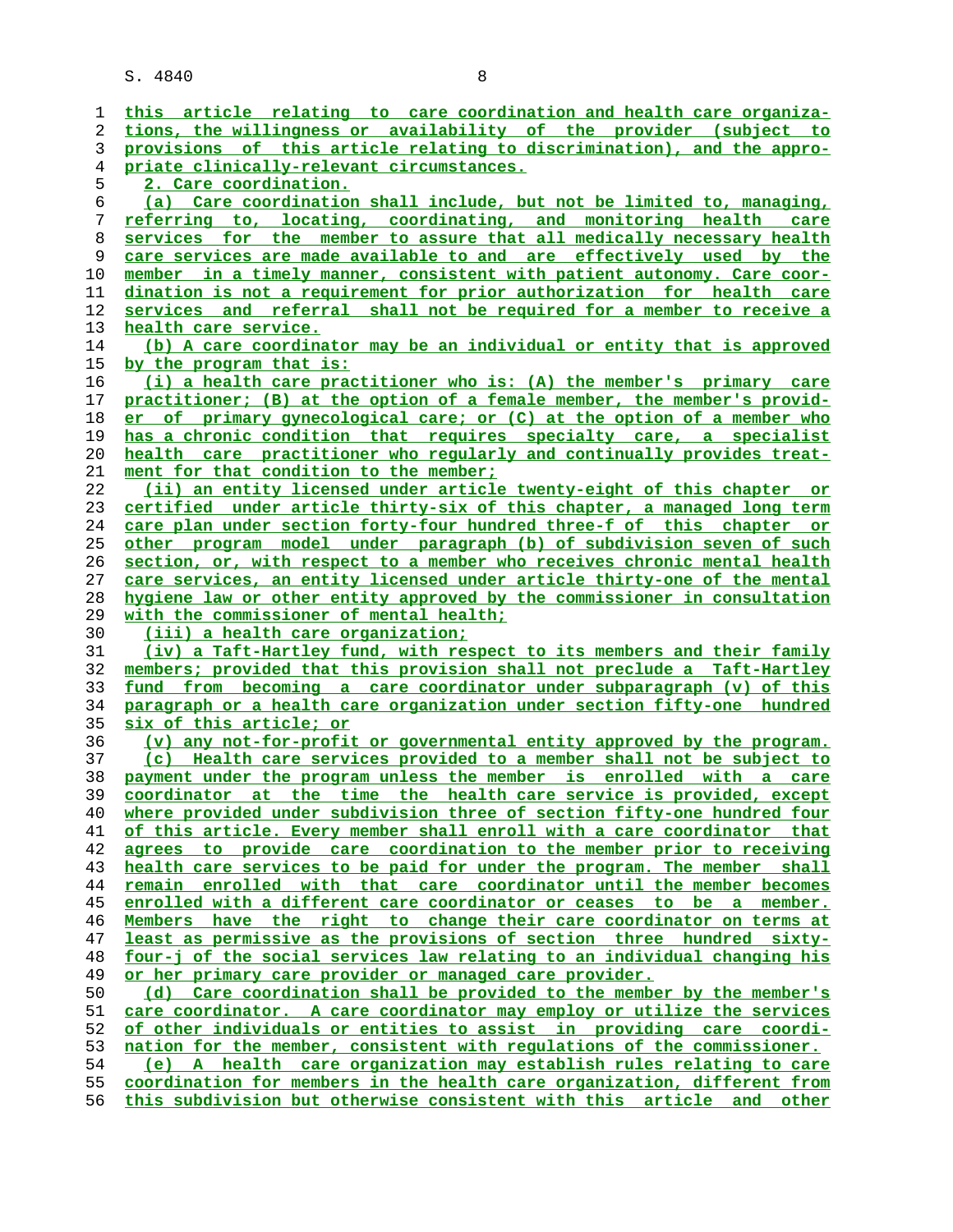this article relating to care coordination and health care organizations, the willingness or availability of the provider (subject to provisions of this article relating to discrimination), and the appropriate clinically-relevant circumstances.

2. Care coordination.

(a) Care coordination shall include, but not be limited to, managing, referring to, locating, coordinating, and monitoring health care services for the member to assure that all medically necessary health care services are made available to and are effectively used by the member in a timely manner, consistent with patient autonomy. Care coordination is not a requirement for prior authorization for health care services and referral shall not be required for a member to receive a health care service.

(b) A care coordinator may be an individual or entity that is approved by the program that is:

(i) a health care practitioner who is: (A) the member's primary care practitioner; (B) at the option of a female member, the member's provider of primary gynecological care; or (C) at the option of a member who has a chronic condition that requires specialty care, a specialist health care practitioner who regularly and continually provides treatment for that condition to the member;

(ii) an entity licensed under article twenty-eight of this chapter or certified under article thirty-six of this chapter, a managed long term care plan under section forty-four hundred three-f of this chapter or other program model under paragraph (b) of subdivision seven of such section, or, with respect to a member who receives chronic mental health care services, an entity licensed under article thirty-one of the mental hygiene law or other entity approved by the commissioner in consultation with the commissioner of mental health;

(iii) a health care organization;

(iv) a Taft-Hartley fund, with respect to its members and their family members; provided that this provision shall not preclude a Taft-Hartley fund from becoming a care coordinator under subparagraph (v) of this paragraph or a health care organization under section fifty-one hundred six of this article; or

(v) any not-for-profit or governmental entity approved by the program.

(c) Health care services provided to a member shall not be subject to payment under the program unless the member is enrolled with a care coordinator at the time the health care service is provided, except where provided under subdivision three of section fifty-one hundred four of this article. Every member shall enroll with a care coordinator that agrees to provide care coordination to the member prior to receiving health care services to be paid for under the program. The member shall remain enrolled with that care coordinator until the member becomes enrolled with a different care coordinator or ceases to be a member. Members have the right to change their care coordinator on terms at least as permissive as the provisions of section three hundred sixty-four-j of the social services law relating to an individual changing his or her primary care provider or managed care provider.

(d) Care coordination shall be provided to the member by the member's care coordinator. A care coordinator may employ or utilize the services of other individuals or entities to assist in providing care coordination for the member, consistent with regulations of the commissioner.

(e) A health care organization may establish rules relating to care coordination for members in the health care organization, different from this subdivision but otherwise consistent with this article and other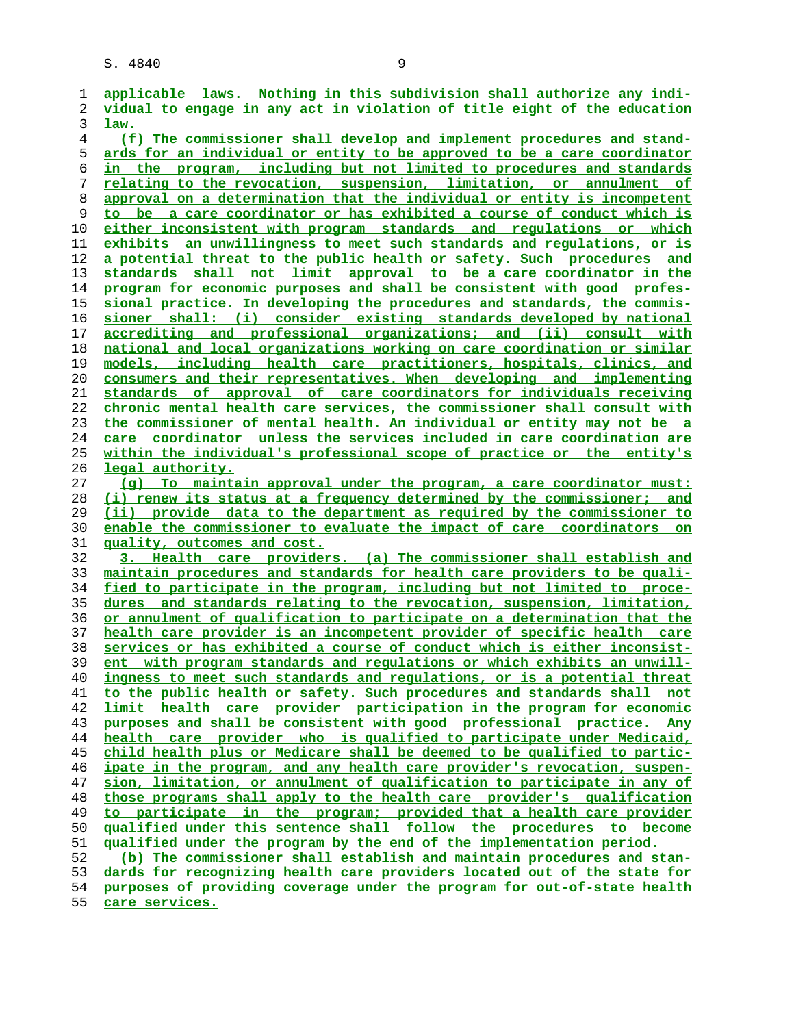applicable laws. Nothing in this subdivision shall authorize any individual to engage in any act in violation of title eight of the education law.

(f) The commissioner shall develop and implement procedures and standards for an individual or entity to be approved to be a care coordinator in the program, including but not limited to procedures and standards relating to the revocation, suspension, limitation, or annulment of approval on a determination that the individual or entity is incompetent to be a care coordinator or has exhibited a course of conduct which is either inconsistent with program standards and regulations or which exhibits an unwillingness to meet such standards and regulations, or is a potential threat to the public health or safety. Such procedures and standards shall not limit approval to be a care coordinator in the program for economic purposes and shall be consistent with good professional practice. In developing the procedures and standards, the commissioner shall: (i) consider existing standards developed by national accrediting and professional organizations; and (ii) consult with national and local organizations working on care coordination or similar models, including health care practitioners, hospitals, clinics, and consumers and their representatives. When developing and implementing standards of approval of care coordinators for individuals receiving chronic mental health care services, the commissioner shall consult with the commissioner of mental health. An individual or entity may not be a care coordinator unless the services included in care coordination are within the individual's professional scope of practice or the entity's legal authority.

(g) To maintain approval under the program, a care coordinator must: (i) renew its status at a frequency determined by the commissioner; and (ii) provide data to the department as required by the commissioner to enable the commissioner to evaluate the impact of care coordinators on quality, outcomes and cost.

3. Health care providers. (a) The commissioner shall establish and maintain procedures and standards for health care providers to be qualified to participate in the program, including but not limited to procedures and standards relating to the revocation, suspension, limitation, or annulment of qualification to participate on a determination that the health care provider is an incompetent provider of specific health care services or has exhibited a course of conduct which is either inconsistent with program standards and regulations or which exhibits an unwillingness to meet such standards and regulations, or is a potential threat to the public health or safety. Such procedures and standards shall not limit health care provider participation in the program for economic purposes and shall be consistent with good professional practice. Any health care provider who is qualified to participate under Medicaid, child health plus or Medicare shall be deemed to be qualified to participate in the program, and any health care provider's revocation, suspension, limitation, or annulment of qualification to participate in any of those programs shall apply to the health care provider's qualification to participate in the program; provided that a health care provider qualified under this sentence shall follow the procedures to become qualified under the program by the end of the implementation period.

(b) The commissioner shall establish and maintain procedures and standards for recognizing health care providers located out of the state for purposes of providing coverage under the program for out-of-state health care services.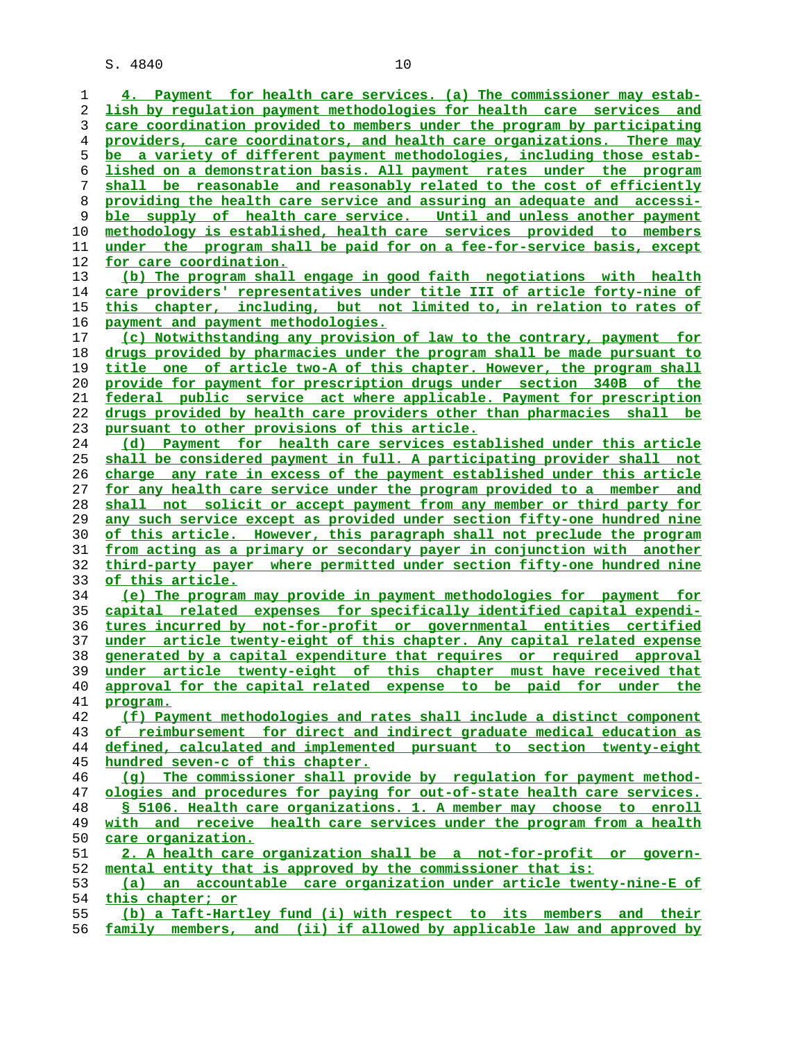4. Payment for health care services. (a) The commissioner may establish by regulation payment methodologies for health care services and care coordination provided to members under the program by participating providers, care coordinators, and health care organizations. There may be a variety of different payment methodologies, including those established on a demonstration basis. All payment rates under the program shall be reasonable and reasonably related to the cost of efficiently providing the health care service and assuring an adequate and accessible supply of health care service. Until and unless another payment methodology is established, health care services provided to members under the program shall be paid for on a fee-for-service basis, except for care coordination.

(b) The program shall engage in good faith negotiations with health care providers' representatives under title III of article forty-nine of this chapter, including, but not limited to, in relation to rates of payment and payment methodologies.

(c) Notwithstanding any provision of law to the contrary, payment for drugs provided by pharmacies under the program shall be made pursuant to title one of article two-A of this chapter. However, the program shall provide for payment for prescription drugs under section 340B of the federal public service act where applicable. Payment for prescription drugs provided by health care providers other than pharmacies shall be pursuant to other provisions of this article.

(d) Payment for health care services established under this article shall be considered payment in full. A participating provider shall not charge any rate in excess of the payment established under this article for any health care service under the program provided to a member and shall not solicit or accept payment from any member or third party for any such service except as provided under section fifty-one hundred nine of this article. However, this paragraph shall not preclude the program from acting as a primary or secondary payer in conjunction with another third-party payer where permitted under section fifty-one hundred nine of this article.

(e) The program may provide in payment methodologies for payment for capital related expenses for specifically identified capital expenditures incurred by not-for-profit or governmental entities certified under article twenty-eight of this chapter. Any capital related expense generated by a capital expenditure that requires or required approval under article twenty-eight of this chapter must have received that approval for the capital related expense to be paid for under the program.

(f) Payment methodologies and rates shall include a distinct component of reimbursement for direct and indirect graduate medical education as defined, calculated and implemented pursuant to section twenty-eight hundred seven-c of this chapter.

(g) The commissioner shall provide by regulation for payment methodologies and procedures for paying for out-of-state health care services.

§ 5106. Health care organizations. 1. A member may choose to enroll with and receive health care services under the program from a health care organization.

2. A health care organization shall be a not-for-profit or governmental entity that is approved by the commissioner that is:

(a) an accountable care organization under article twenty-nine-E of this chapter; or

(b) a Taft-Hartley fund (i) with respect to its members and their family members, and (ii) if allowed by applicable law and approved by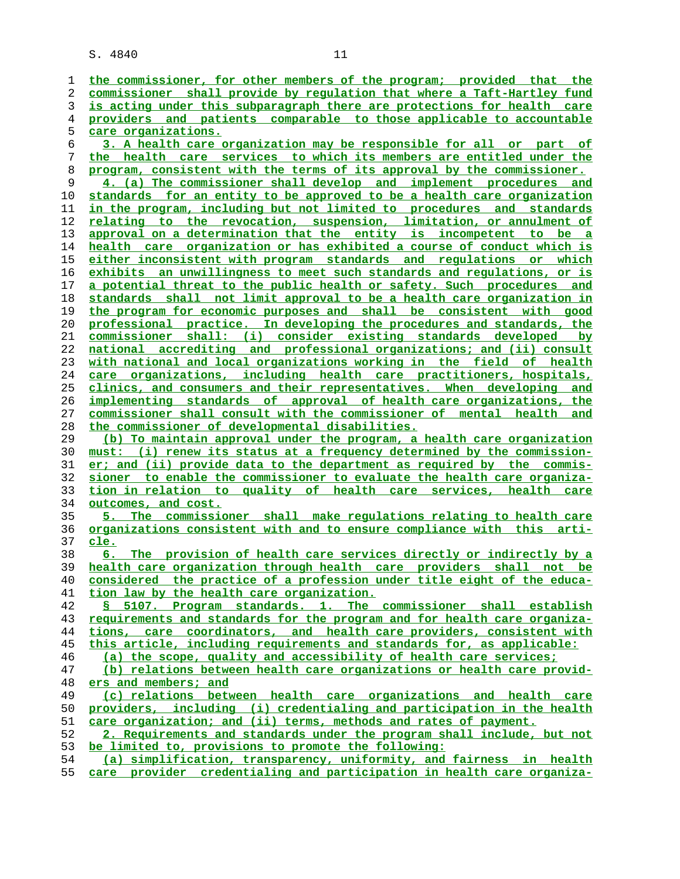the commissioner, for other members of the program; provided that the commissioner shall provide by regulation that where a Taft-Hartley fund is acting under this subparagraph there are protections for health care providers and patients comparable to those applicable to accountable care organizations.

3. A health care organization may be responsible for all or part of the health care services to which its members are entitled under the program, consistent with the terms of its approval by the commissioner.

4. (a) The commissioner shall develop and implement procedures and standards for an entity to be approved to be a health care organization in the program, including but not limited to procedures and standards relating to the revocation, suspension, limitation, or annulment of approval on a determination that the entity is incompetent to be a health care organization or has exhibited a course of conduct which is either inconsistent with program standards and regulations or which exhibits an unwillingness to meet such standards and regulations, or is a potential threat to the public health or safety. Such procedures and standards shall not limit approval to be a health care organization in the program for economic purposes and shall be consistent with good professional practice. In developing the procedures and standards, the commissioner shall: (i) consider existing standards developed by national accrediting and professional organizations; and (ii) consult with national and local organizations working in the field of health care organizations, including health care practitioners, hospitals, clinics, and consumers and their representatives. When developing and implementing standards of approval of health care organizations, the commissioner shall consult with the commissioner of mental health and the commissioner of developmental disabilities.

(b) To maintain approval under the program, a health care organization must: (i) renew its status at a frequency determined by the commissioner; and (ii) provide data to the department as required by the commissioner to enable the commissioner to evaluate the health care organization in relation to quality of health care services, health care outcomes, and cost.

5. The commissioner shall make regulations relating to health care organizations consistent with and to ensure compliance with this article.

6. The provision of health care services directly or indirectly by a health care organization through health care providers shall not be considered the practice of a profession under title eight of the education law by the health care organization.

§ 5107. Program standards. 1. The commissioner shall establish requirements and standards for the program and for health care organizations, care coordinators, and health care providers, consistent with this article, including requirements and standards for, as applicable:

(a) the scope, quality and accessibility of health care services;

(b) relations between health care organizations or health care providers and members; and

(c) relations between health care organizations and health care providers, including (i) credentialing and participation in the health care organization; and (ii) terms, methods and rates of payment.

2. Requirements and standards under the program shall include, but not be limited to, provisions to promote the following:

(a) simplification, transparency, uniformity, and fairness in health care provider credentialing and participation in health care organiza-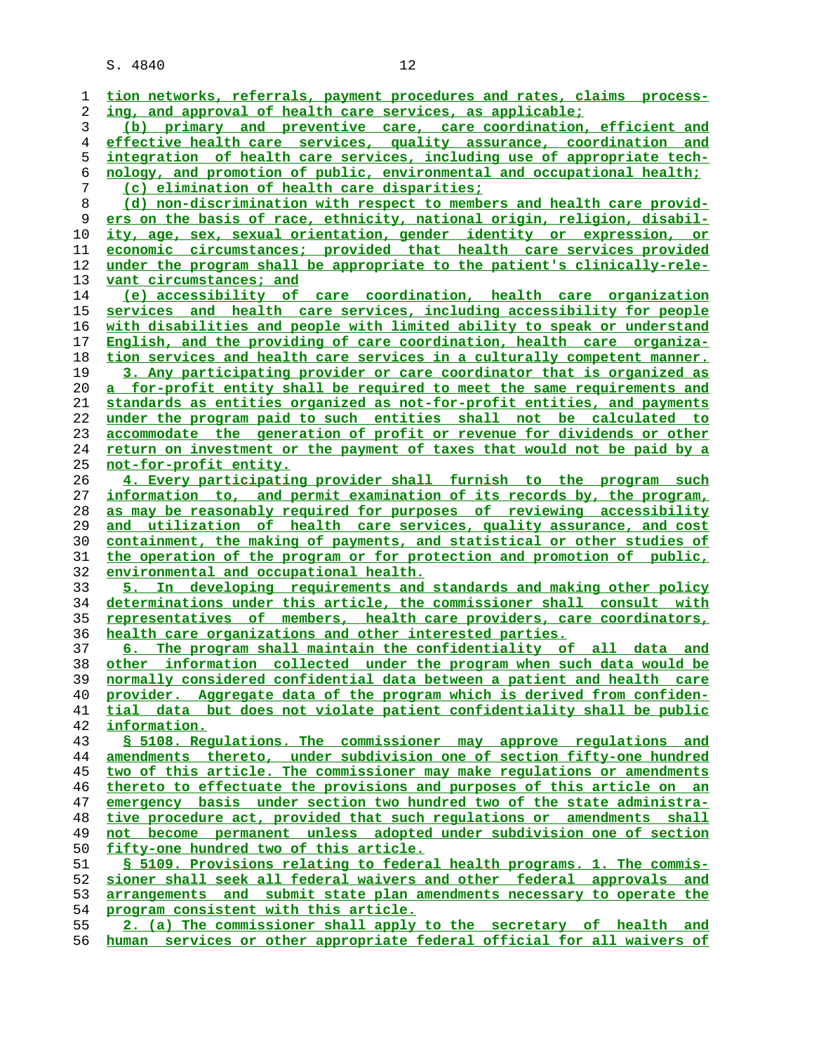tion networks, referrals, payment procedures and rates, claims processing, and approval of health care services, as applicable;

(b) primary and preventive care, care coordination, efficient and effective health care services, quality assurance, coordination and integration of health care services, including use of appropriate technology, and promotion of public, environmental and occupational health;

(c) elimination of health care disparities;

(d) non-discrimination with respect to members and health care providers on the basis of race, ethnicity, national origin, religion, disability, age, sex, sexual orientation, gender identity or expression, or economic circumstances; provided that health care services provided under the program shall be appropriate to the patient's clinically-relevant circumstances; and

(e) accessibility of care coordination, health care organization services and health care services, including accessibility for people with disabilities and people with limited ability to speak or understand English, and the providing of care coordination, health care organization services and health care services in a culturally competent manner.

3. Any participating provider or care coordinator that is organized as a for-profit entity shall be required to meet the same requirements and standards as entities organized as not-for-profit entities, and payments under the program paid to such entities shall not be calculated to accommodate the generation of profit or revenue for dividends or other return on investment or the payment of taxes that would not be paid by a not-for-profit entity.

4. Every participating provider shall furnish to the program such information to, and permit examination of its records by, the program, as may be reasonably required for purposes of reviewing accessibility and utilization of health care services, quality assurance, and cost containment, the making of payments, and statistical or other studies of the operation of the program or for protection and promotion of public, environmental and occupational health.

5. In developing requirements and standards and making other policy determinations under this article, the commissioner shall consult with representatives of members, health care providers, care coordinators, health care organizations and other interested parties.

6. The program shall maintain the confidentiality of all data and other information collected under the program when such data would be normally considered confidential data between a patient and health care provider. Aggregate data of the program which is derived from confidential data but does not violate patient confidentiality shall be public information.

§ 5108. Regulations. The commissioner may approve regulations and amendments thereto, under subdivision one of section fifty-one hundred two of this article. The commissioner may make regulations or amendments thereto to effectuate the provisions and purposes of this article on an emergency basis under section two hundred two of the state administrative procedure act, provided that such regulations or amendments shall not become permanent unless adopted under subdivision one of section fifty-one hundred two of this article.

§ 5109. Provisions relating to federal health programs. 1. The commissioner shall seek all federal waivers and other federal approvals and arrangements and submit state plan amendments necessary to operate the program consistent with this article.

2. (a) The commissioner shall apply to the secretary of health and human services or other appropriate federal official for all waivers of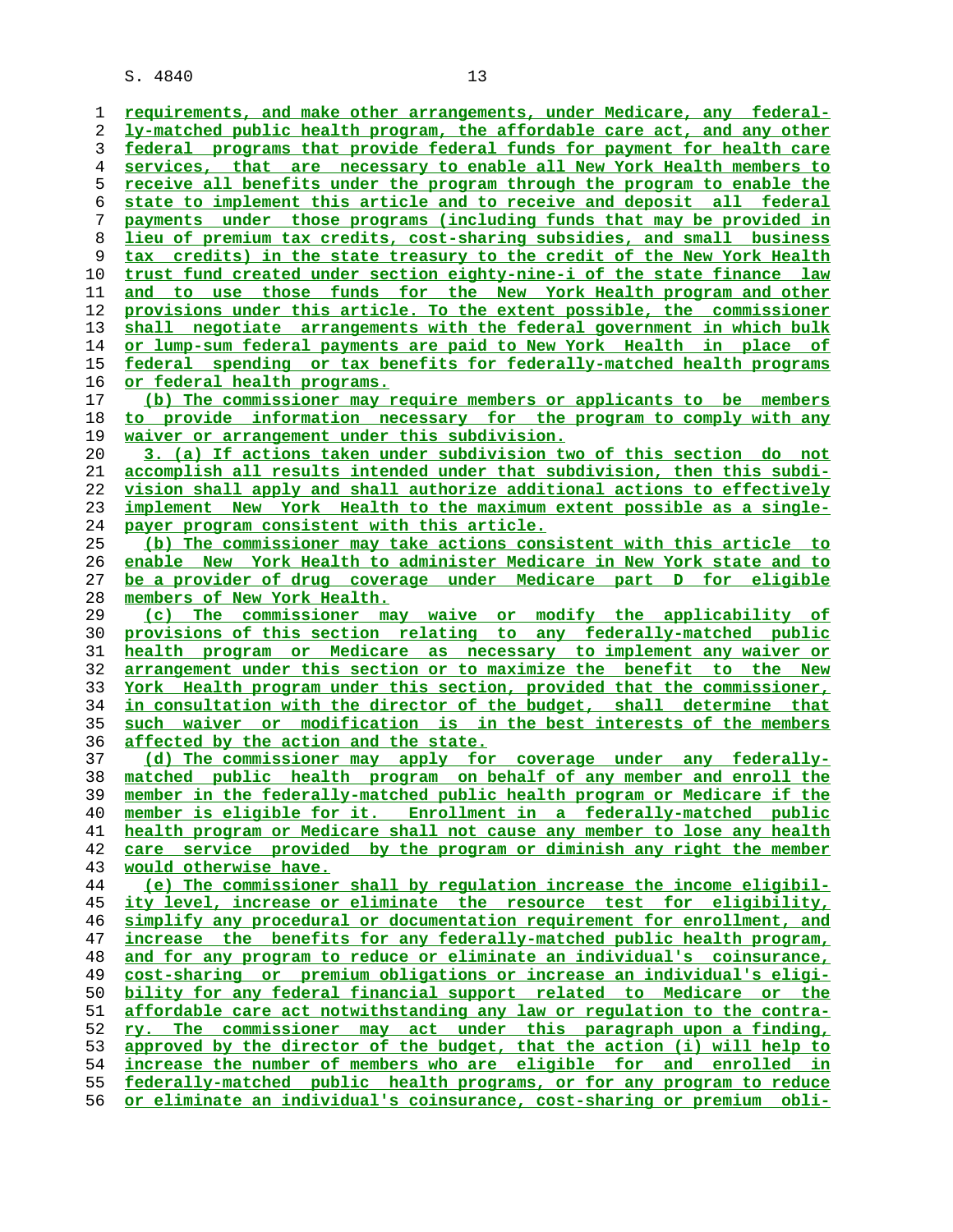requirements, and make other arrangements, under Medicare, any federally-matched public health program, the affordable care act, and any other federal programs that provide federal funds for payment for health care services, that are necessary to enable all New York Health members to receive all benefits under the program through the program to enable the state to implement this article and to receive and deposit all federal payments under those programs (including funds that may be provided in lieu of premium tax credits, cost-sharing subsidies, and small business tax credits) in the state treasury to the credit of the New York Health trust fund created under section eighty-nine-i of the state finance law and to use those funds for the New York Health program and other provisions under this article. To the extent possible, the commissioner shall negotiate arrangements with the federal government in which bulk or lump-sum federal payments are paid to New York Health in place of federal spending or tax benefits for federally-matched health programs or federal health programs.

(b) The commissioner may require members or applicants to be members to provide information necessary for the program to comply with any waiver or arrangement under this subdivision.

3. (a) If actions taken under subdivision two of this section do not accomplish all results intended under that subdivision, then this subdivision shall apply and shall authorize additional actions to effectively implement New York Health to the maximum extent possible as a single-payer program consistent with this article.

(b) The commissioner may take actions consistent with this article to enable New York Health to administer Medicare in New York state and to be a provider of drug coverage under Medicare part D for eligible members of New York Health.

(c) The commissioner may waive or modify the applicability of provisions of this section relating to any federally-matched public health program or Medicare as necessary to implement any waiver or arrangement under this section or to maximize the benefit to the New York Health program under this section, provided that the commissioner, in consultation with the director of the budget, shall determine that such waiver or modification is in the best interests of the members affected by the action and the state.

(d) The commissioner may apply for coverage under any federally-matched public health program on behalf of any member and enroll the member in the federally-matched public health program or Medicare if the member is eligible for it. Enrollment in a federally-matched public health program or Medicare shall not cause any member to lose any health care service provided by the program or diminish any right the member would otherwise have.

(e) The commissioner shall by regulation increase the income eligibility level, increase or eliminate the resource test for eligibility, simplify any procedural or documentation requirement for enrollment, and increase the benefits for any federally-matched public health program, and for any program to reduce or eliminate an individual's coinsurance, cost-sharing or premium obligations or increase an individual's eligibility for any federal financial support related to Medicare or the affordable care act notwithstanding any law or regulation to the contrary. The commissioner may act under this paragraph upon a finding, approved by the director of the budget, that the action (i) will help to increase the number of members who are eligible for and enrolled in federally-matched public health programs, or for any program to reduce or eliminate an individual's coinsurance, cost-sharing or premium obli-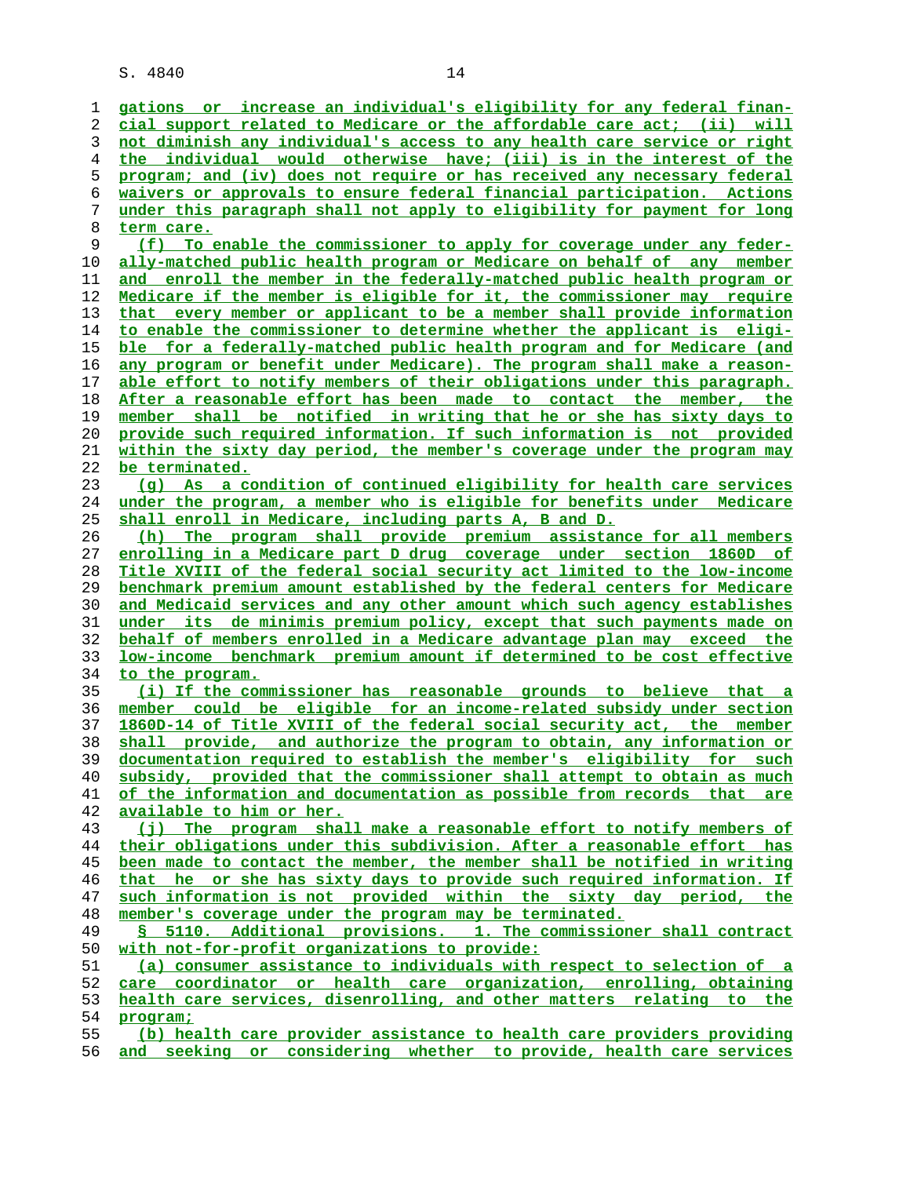gations or increase an individual's eligibility for any federal financial support related to Medicare or the affordable care act; (ii) will not diminish any individual's access to any health care service or right the individual would otherwise have; (iii) is in the interest of the program; and (iv) does not require or has received any necessary federal waivers or approvals to ensure federal financial participation. Actions under this paragraph shall not apply to eligibility for payment for long term care.

(f) To enable the commissioner to apply for coverage under any federally-matched public health program or Medicare on behalf of any member and enroll the member in the federally-matched public health program or Medicare if the member is eligible for it, the commissioner may require that every member or applicant to be a member shall provide information to enable the commissioner to determine whether the applicant is eligible for a federally-matched public health program and for Medicare (and any program or benefit under Medicare). The program shall make a reasonable effort to notify members of their obligations under this paragraph. After a reasonable effort has been made to contact the member, the member shall be notified in writing that he or she has sixty days to provide such required information. If such information is not provided within the sixty day period, the member's coverage under the program may be terminated.

(g) As a condition of continued eligibility for health care services under the program, a member who is eligible for benefits under Medicare shall enroll in Medicare, including parts A, B and D.

(h) The program shall provide premium assistance for all members enrolling in a Medicare part D drug coverage under section 1860D of Title XVIII of the federal social security act limited to the low-income benchmark premium amount established by the federal centers for Medicare and Medicaid services and any other amount which such agency establishes under its de minimis premium policy, except that such payments made on behalf of members enrolled in a Medicare advantage plan may exceed the low-income benchmark premium amount if determined to be cost effective to the program.

(i) If the commissioner has reasonable grounds to believe that a member could be eligible for an income-related subsidy under section 1860D-14 of Title XVIII of the federal social security act, the member shall provide, and authorize the program to obtain, any information or documentation required to establish the member's eligibility for such subsidy, provided that the commissioner shall attempt to obtain as much of the information and documentation as possible from records that are available to him or her.

(j) The program shall make a reasonable effort to notify members of their obligations under this subdivision. After a reasonable effort has been made to contact the member, the member shall be notified in writing that he or she has sixty days to provide such required information. If such information is not provided within the sixty day period, the member's coverage under the program may be terminated.

§ 5110. Additional provisions. 1. The commissioner shall contract with not-for-profit organizations to provide:

(a) consumer assistance to individuals with respect to selection of a care coordinator or health care organization, enrolling, obtaining health care services, disenrolling, and other matters relating to the program;

(b) health care provider assistance to health care providers providing and seeking or considering whether to provide, health care services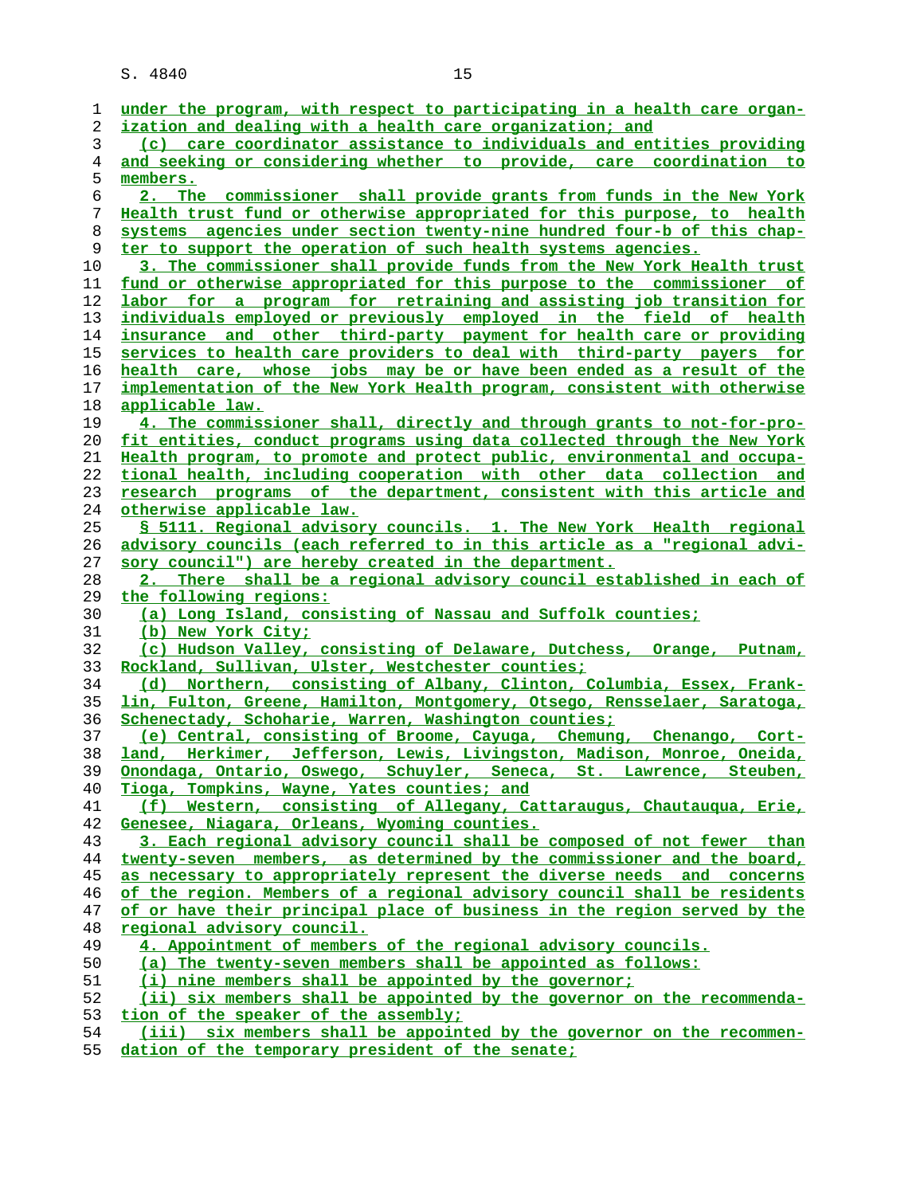under the program, with respect to participating in a health care organization and dealing with a health care organization; and

(c) care coordinator assistance to individuals and entities providing and seeking or considering whether to provide, care coordination to members.

2. The commissioner shall provide grants from funds in the New York Health trust fund or otherwise appropriated for this purpose, to health systems agencies under section twenty-nine hundred four-b of this chapter to support the operation of such health systems agencies.

3. The commissioner shall provide funds from the New York Health trust fund or otherwise appropriated for this purpose to the commissioner of labor for a program for retraining and assisting job transition for individuals employed or previously employed in the field of health insurance and other third-party payment for health care or providing services to health care providers to deal with third-party payers for health care, whose jobs may be or have been ended as a result of the implementation of the New York Health program, consistent with otherwise applicable law.

4. The commissioner shall, directly and through grants to not-for-profit entities, conduct programs using data collected through the New York Health program, to promote and protect public, environmental and occupational health, including cooperation with other data collection and research programs of the department, consistent with this article and otherwise applicable law.

§ 5111. Regional advisory councils. 1. The New York Health regional advisory councils (each referred to in this article as a "regional advisory council") are hereby created in the department.

2. There shall be a regional advisory council established in each of the following regions:

(a) Long Island, consisting of Nassau and Suffolk counties;

(b) New York City;

(c) Hudson Valley, consisting of Delaware, Dutchess, Orange, Putnam, Rockland, Sullivan, Ulster, Westchester counties;

(d) Northern, consisting of Albany, Clinton, Columbia, Essex, Franklin, Fulton, Greene, Hamilton, Montgomery, Otsego, Rensselaer, Saratoga, Schenectady, Schoharie, Warren, Washington counties;

(e) Central, consisting of Broome, Cayuga, Chemung, Chenango, Cortland, Herkimer, Jefferson, Lewis, Livingston, Madison, Monroe, Oneida, Onondaga, Ontario, Oswego, Schuyler, Seneca, St. Lawrence, Steuben, Tioga, Tompkins, Wayne, Yates counties; and

(f) Western, consisting of Allegany, Cattaraugus, Chautauqua, Erie, Genesee, Niagara, Orleans, Wyoming counties.

3. Each regional advisory council shall be composed of not fewer than twenty-seven members, as determined by the commissioner and the board, as necessary to appropriately represent the diverse needs and concerns of the region. Members of a regional advisory council shall be residents of or have their principal place of business in the region served by the regional advisory council.

4. Appointment of members of the regional advisory councils.

(a) The twenty-seven members shall be appointed as follows:

(i) nine members shall be appointed by the governor;

(ii) six members shall be appointed by the governor on the recommendation of the speaker of the assembly;

(iii) six members shall be appointed by the governor on the recommendation of the temporary president of the senate;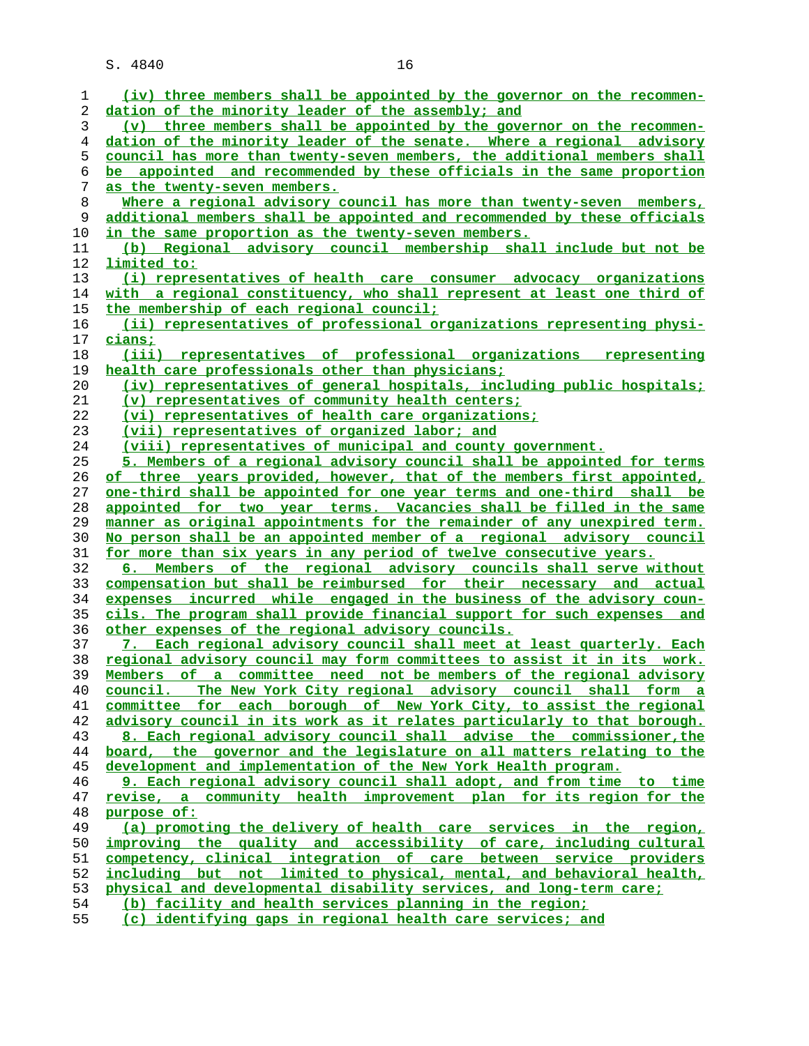(iv) three members shall be appointed by the governor on the recommendation of the minority leader of the assembly; and

(v) three members shall be appointed by the governor on the recommendation of the minority leader of the senate. Where a regional advisory council has more than twenty-seven members, the additional members shall be appointed and recommended by these officials in the same proportion as the twenty-seven members.

Where a regional advisory council has more than twenty-seven members, additional members shall be appointed and recommended by these officials in the same proportion as the twenty-seven members.

(b) Regional advisory council membership shall include but not be limited to:

(i) representatives of health care consumer advocacy organizations with a regional constituency, who shall represent at least one third of the membership of each regional council;

(ii) representatives of professional organizations representing physicians;

(iii) representatives of professional organizations representing health care professionals other than physicians;

(iv) representatives of general hospitals, including public hospitals;

(v) representatives of community health centers;

(vi) representatives of health care organizations;

(vii) representatives of organized labor; and

(viii) representatives of municipal and county government.

5. Members of a regional advisory council shall be appointed for terms of three years provided, however, that of the members first appointed, one-third shall be appointed for one year terms and one-third shall be appointed for two year terms. Vacancies shall be filled in the same manner as original appointments for the remainder of any unexpired term. No person shall be an appointed member of a regional advisory council for more than six years in any period of twelve consecutive years.

6. Members of the regional advisory councils shall serve without compensation but shall be reimbursed for their necessary and actual expenses incurred while engaged in the business of the advisory councils. The program shall provide financial support for such expenses and other expenses of the regional advisory councils.

7. Each regional advisory council shall meet at least quarterly. Each regional advisory council may form committees to assist it in its work. Members of a committee need not be members of the regional advisory council. The New York City regional advisory council shall form a committee for each borough of New York City, to assist the regional advisory council in its work as it relates particularly to that borough.

8. Each regional advisory council shall advise the commissioner,the board, the governor and the legislature on all matters relating to the development and implementation of the New York Health program.

9. Each regional advisory council shall adopt, and from time to time revise, a community health improvement plan for its region for the purpose of:

(a) promoting the delivery of health care services in the region, improving the quality and accessibility of care, including cultural competency, clinical integration of care between service providers including but not limited to physical, mental, and behavioral health, physical and developmental disability services, and long-term care;

(b) facility and health services planning in the region;

(c) identifying gaps in regional health care services; and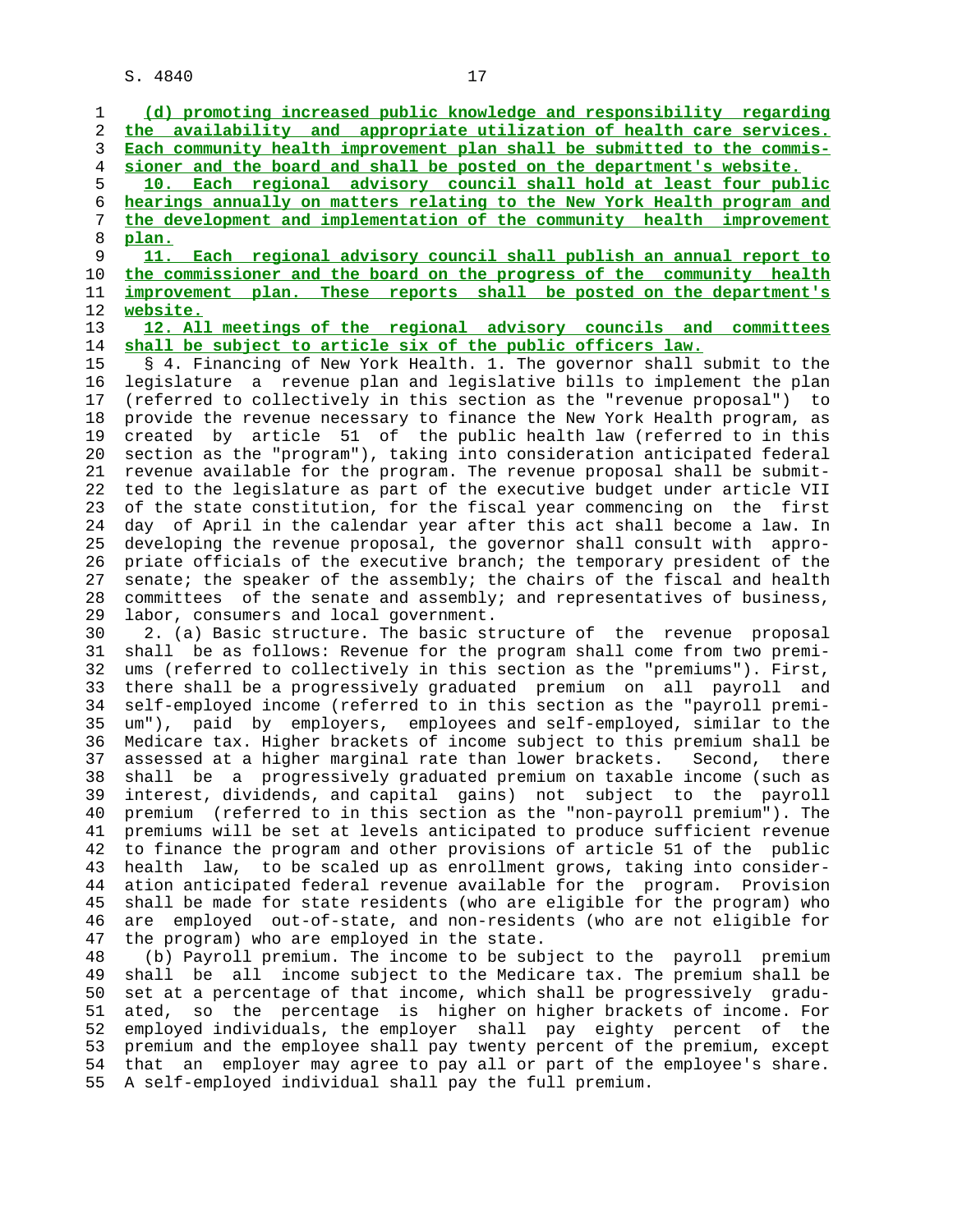(d) promoting increased public knowledge and responsibility regarding the availability and appropriate utilization of health care services. Each community health improvement plan shall be submitted to the commissioner and the board and shall be posted on the department's website.

10. Each regional advisory council shall hold at least four public hearings annually on matters relating to the New York Health program and the development and implementation of the community health improvement plan.

11. Each regional advisory council shall publish an annual report to the commissioner and the board on the progress of the community health improvement plan. These reports shall be posted on the department's website.

12. All meetings of the regional advisory councils and committees shall be subject to article six of the public officers law.

§ 4. Financing of New York Health. 1. The governor shall submit to the legislature a revenue plan and legislative bills to implement the plan (referred to collectively in this section as the "revenue proposal") to provide the revenue necessary to finance the New York Health program, as created by article 51 of the public health law (referred to in this section as the "program"), taking into consideration anticipated federal revenue available for the program. The revenue proposal shall be submitted to the legislature as part of the executive budget under article VII of the state constitution, for the fiscal year commencing on the first day of April in the calendar year after this act shall become a law. In developing the revenue proposal, the governor shall consult with appropriate officials of the executive branch; the temporary president of the senate; the speaker of the assembly; the chairs of the fiscal and health committees of the senate and assembly; and representatives of business, labor, consumers and local government.

2. (a) Basic structure. The basic structure of the revenue proposal shall be as follows: Revenue for the program shall come from two premiums (referred to collectively in this section as the "premiums"). First, there shall be a progressively graduated premium on all payroll and self-employed income (referred to in this section as the "payroll premium"), paid by employers, employees and self-employed, similar to the Medicare tax. Higher brackets of income subject to this premium shall be assessed at a higher marginal rate than lower brackets. Second, there shall be a progressively graduated premium on taxable income (such as interest, dividends, and capital gains) not subject to the payroll premium (referred to in this section as the "non-payroll premium"). The premiums will be set at levels anticipated to produce sufficient revenue to finance the program and other provisions of article 51 of the public health law, to be scaled up as enrollment grows, taking into consideration anticipated federal revenue available for the program. Provision shall be made for state residents (who are eligible for the program) who are employed out-of-state, and non-residents (who are not eligible for the program) who are employed in the state.

(b) Payroll premium. The income to be subject to the payroll premium shall be all income subject to the Medicare tax. The premium shall be set at a percentage of that income, which shall be progressively graduated, so the percentage is higher on higher brackets of income. For employed individuals, the employer shall pay eighty percent of the premium and the employee shall pay twenty percent of the premium, except that an employer may agree to pay all or part of the employee's share. A self-employed individual shall pay the full premium.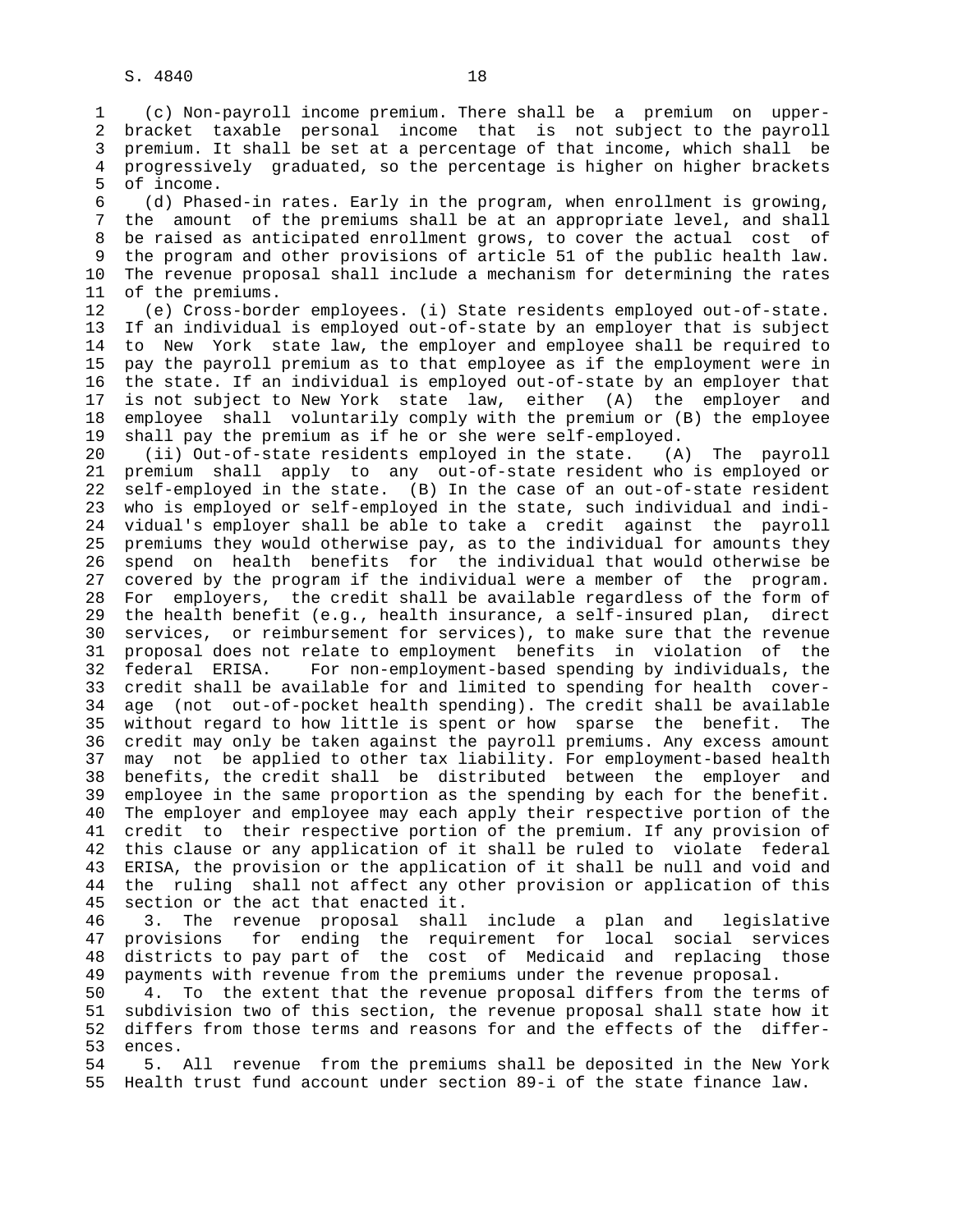(c) Non-payroll income premium. There shall be a premium on upper-bracket taxable personal income that is not subject to the payroll premium. It shall be set at a percentage of that income, which shall be progressively graduated, so the percentage is higher on higher brackets of income.

(d) Phased-in rates. Early in the program, when enrollment is growing, the amount of the premiums shall be at an appropriate level, and shall be raised as anticipated enrollment grows, to cover the actual cost of the program and other provisions of article 51 of the public health law. The revenue proposal shall include a mechanism for determining the rates of the premiums.

(e) Cross-border employees. (i) State residents employed out-of-state. If an individual is employed out-of-state by an employer that is subject to New York state law, the employer and employee shall be required to pay the payroll premium as to that employee as if the employment were in the state. If an individual is employed out-of-state by an employer that is not subject to New York state law, either (A) the employer and employee shall voluntarily comply with the premium or (B) the employee shall pay the premium as if he or she were self-employed.

(ii) Out-of-state residents employed in the state. (A) The payroll premium shall apply to any out-of-state resident who is employed or self-employed in the state. (B) In the case of an out-of-state resident who is employed or self-employed in the state, such individual and individual's employer shall be able to take a credit against the payroll premiums they would otherwise pay, as to the individual for amounts they spend on health benefits for the individual that would otherwise be covered by the program if the individual were a member of the program. For employers, the credit shall be available regardless of the form of the health benefit (e.g., health insurance, a self-insured plan, direct services, or reimbursement for services), to make sure that the revenue proposal does not relate to employment benefits in violation of the federal ERISA. For non-employment-based spending by individuals, the credit shall be available for and limited to spending for health coverage (not out-of-pocket health spending). The credit shall be available without regard to how little is spent or how sparse the benefit. The credit may only be taken against the payroll premiums. Any excess amount may not be applied to other tax liability. For employment-based health benefits, the credit shall be distributed between the employer and employee in the same proportion as the spending by each for the benefit. The employer and employee may each apply their respective portion of the credit to their respective portion of the premium. If any provision of this clause or any application of it shall be ruled to violate federal ERISA, the provision or the application of it shall be null and void and the ruling shall not affect any other provision or application of this section or the act that enacted it.

3. The revenue proposal shall include a plan and legislative provisions for ending the requirement for local social services districts to pay part of the cost of Medicaid and replacing those payments with revenue from the premiums under the revenue proposal.

4. To the extent that the revenue proposal differs from the terms of subdivision two of this section, the revenue proposal shall state how it differs from those terms and reasons for and the effects of the differences.

5. All revenue from the premiums shall be deposited in the New York Health trust fund account under section 89-i of the state finance law.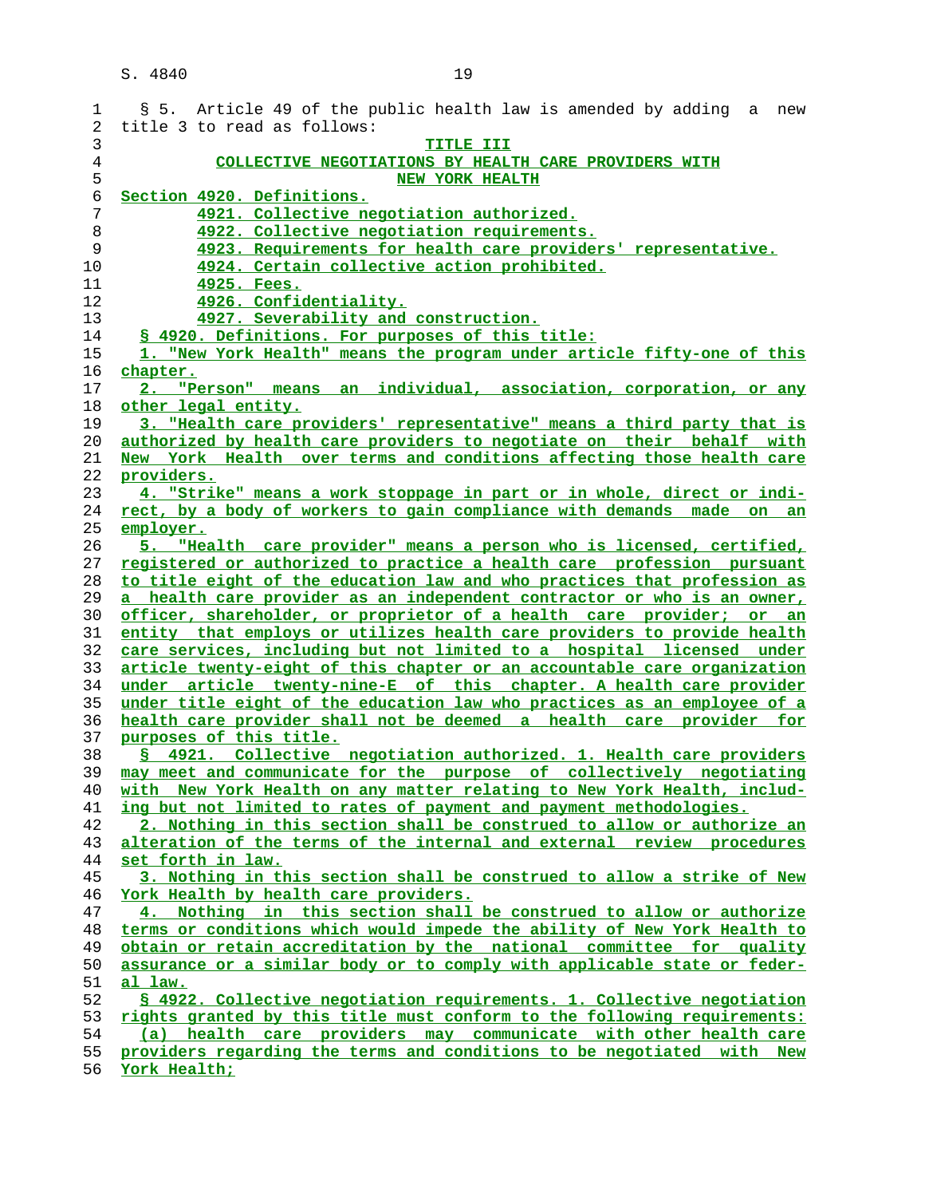§ 5. Article 49 of the public health law is amended by adding a new title 3 to read as follows:

TITLE III

COLLECTIVE NEGOTIATIONS BY HEALTH CARE PROVIDERS WITH NEW YORK HEALTH

Section 4920. Definitions.

4921. Collective negotiation authorized.

4922. Collective negotiation requirements.

4923. Requirements for health care providers' representative.

4924. Certain collective action prohibited.

4925. Fees.

4926. Confidentiality.

4927. Severability and construction.

§ 4920. Definitions. For purposes of this title:

1. "New York Health" means the program under article fifty-one of this chapter.

2. "Person" means an individual, association, corporation, or any other legal entity.

3. "Health care providers' representative" means a third party that is authorized by health care providers to negotiate on their behalf with New York Health over terms and conditions affecting those health care providers.

4. "Strike" means a work stoppage in part or in whole, direct or indirect, by a body of workers to gain compliance with demands made on an employer.

5. "Health care provider" means a person who is licensed, certified, registered or authorized to practice a health care profession pursuant to title eight of the education law and who practices that profession as a health care provider as an independent contractor or who is an owner, officer, shareholder, or proprietor of a health care provider; or an entity that employs or utilizes health care providers to provide health care services, including but not limited to a hospital licensed under article twenty-eight of this chapter or an accountable care organization under article twenty-nine-E of this chapter. A health care provider under title eight of the education law who practices as an employee of a health care provider shall not be deemed a health care provider for purposes of this title.

§ 4921. Collective negotiation authorized. 1. Health care providers may meet and communicate for the purpose of collectively negotiating with New York Health on any matter relating to New York Health, including but not limited to rates of payment and payment methodologies.

2. Nothing in this section shall be construed to allow or authorize an alteration of the terms of the internal and external review procedures set forth in law.

3. Nothing in this section shall be construed to allow a strike of New York Health by health care providers.

4. Nothing in this section shall be construed to allow or authorize terms or conditions which would impede the ability of New York Health to obtain or retain accreditation by the national committee for quality assurance or a similar body or to comply with applicable state or federal law.

§ 4922. Collective negotiation requirements. 1. Collective negotiation rights granted by this title must conform to the following requirements:

(a) health care providers may communicate with other health care providers regarding the terms and conditions to be negotiated with New York Health;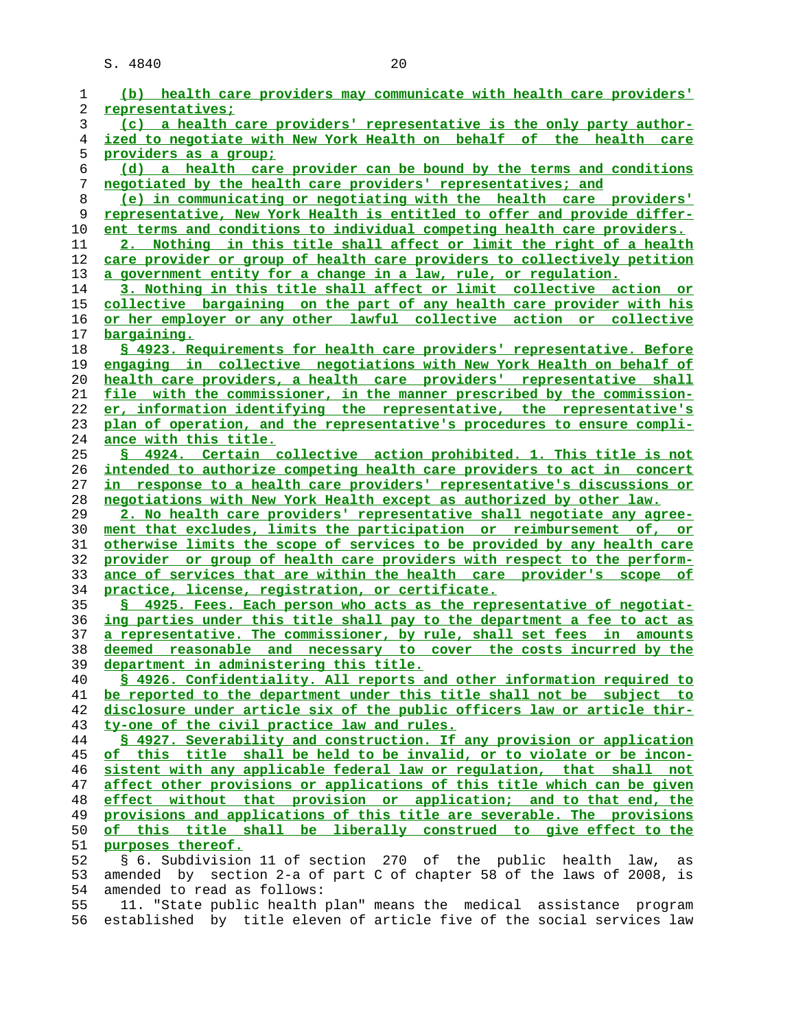(b) health care providers may communicate with health care providers' representatives;

(c) a health care providers' representative is the only party authorized to negotiate with New York Health on behalf of the health care providers as a group;

(d) a health care provider can be bound by the terms and conditions negotiated by the health care providers' representatives; and

(e) in communicating or negotiating with the health care providers' representative, New York Health is entitled to offer and provide different terms and conditions to individual competing health care providers.

2. Nothing in this title shall affect or limit the right of a health care provider or group of health care providers to collectively petition a government entity for a change in a law, rule, or regulation.

3. Nothing in this title shall affect or limit collective action or collective bargaining on the part of any health care provider with his or her employer or any other lawful collective action or collective bargaining.

§ 4923. Requirements for health care providers' representative. Before engaging in collective negotiations with New York Health on behalf of health care providers, a health care providers' representative shall file with the commissioner, in the manner prescribed by the commissioner, information identifying the representative, the representative's plan of operation, and the representative's procedures to ensure compliance with this title.

§ 4924. Certain collective action prohibited. 1. This title is not intended to authorize competing health care providers to act in concert in response to a health care providers' representative's discussions or negotiations with New York Health except as authorized by other law.

2. No health care providers' representative shall negotiate any agreement that excludes, limits the participation or reimbursement of, or otherwise limits the scope of services to be provided by any health care provider or group of health care providers with respect to the performance of services that are within the health care provider's scope of practice, license, registration, or certificate.

§ 4925. Fees. Each person who acts as the representative of negotiating parties under this title shall pay to the department a fee to act as a representative. The commissioner, by rule, shall set fees in amounts deemed reasonable and necessary to cover the costs incurred by the department in administering this title.

§ 4926. Confidentiality. All reports and other information required to be reported to the department under this title shall not be subject to disclosure under article six of the public officers law or article thirty-one of the civil practice law and rules.

§ 4927. Severability and construction. If any provision or application of this title shall be held to be invalid, or to violate or be inconsistent with any applicable federal law or regulation, that shall not affect other provisions or applications of this title which can be given effect without that provision or application; and to that end, the provisions and applications of this title are severable. The provisions of this title shall be liberally construed to give effect to the purposes thereof.

§ 6. Subdivision 11 of section 270 of the public health law, as amended by section 2-a of part C of chapter 58 of the laws of 2008, is amended to read as follows:

11. "State public health plan" means the medical assistance program established by title eleven of article five of the social services law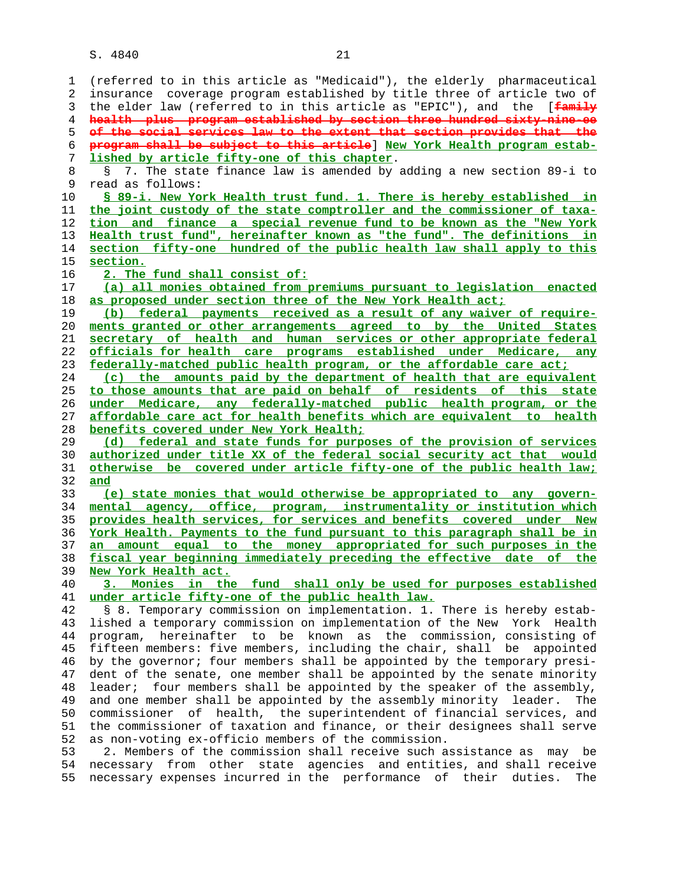(referred to in this article as "Medicaid"), the elderly pharmaceutical insurance coverage program established by title three of article two of the elder law (referred to in this article as "EPIC"), and the [~~family health plus program established by section three hundred sixty-nine-ee of the social services law to the extent that section provides that the program shall be subject to this article~~] New York Health program established by article fifty-one of this chapter.

§ 7. The state finance law is amended by adding a new section 89-i to read as follows:

§ 89-i. New York Health trust fund. 1. There is hereby established in the joint custody of the state comptroller and the commissioner of taxation and finance a special revenue fund to be known as the "New York Health trust fund", hereinafter known as "the fund". The definitions in section fifty-one hundred of the public health law shall apply to this section.

2. The fund shall consist of:

(a) all monies obtained from premiums pursuant to legislation enacted as proposed under section three of the New York Health act;

(b) federal payments received as a result of any waiver of requirements granted or other arrangements agreed to by the United States secretary of health and human services or other appropriate federal officials for health care programs established under Medicare, any federally-matched public health program, or the affordable care act;

(c) the amounts paid by the department of health that are equivalent to those amounts that are paid on behalf of residents of this state under Medicare, any federally-matched public health program, or the affordable care act for health benefits which are equivalent to health benefits covered under New York Health;

(d) federal and state funds for purposes of the provision of services authorized under title XX of the federal social security act that would otherwise be covered under article fifty-one of the public health law; and

(e) state monies that would otherwise be appropriated to any governmental agency, office, program, instrumentality or institution which provides health services, for services and benefits covered under New York Health. Payments to the fund pursuant to this paragraph shall be in an amount equal to the money appropriated for such purposes in the fiscal year beginning immediately preceding the effective date of the New York Health act.

3. Monies in the fund shall only be used for purposes established under article fifty-one of the public health law.

§ 8. Temporary commission on implementation. 1. There is hereby established a temporary commission on implementation of the New York Health program, hereinafter to be known as the commission, consisting of fifteen members: five members, including the chair, shall be appointed by the governor; four members shall be appointed by the temporary president of the senate, one member shall be appointed by the senate minority leader; four members shall be appointed by the speaker of the assembly, and one member shall be appointed by the assembly minority leader. The commissioner of health, the superintendent of financial services, and the commissioner of taxation and finance, or their designees shall serve as non-voting ex-officio members of the commission.

2. Members of the commission shall receive such assistance as may be necessary from other state agencies and entities, and shall receive necessary expenses incurred in the performance of their duties. The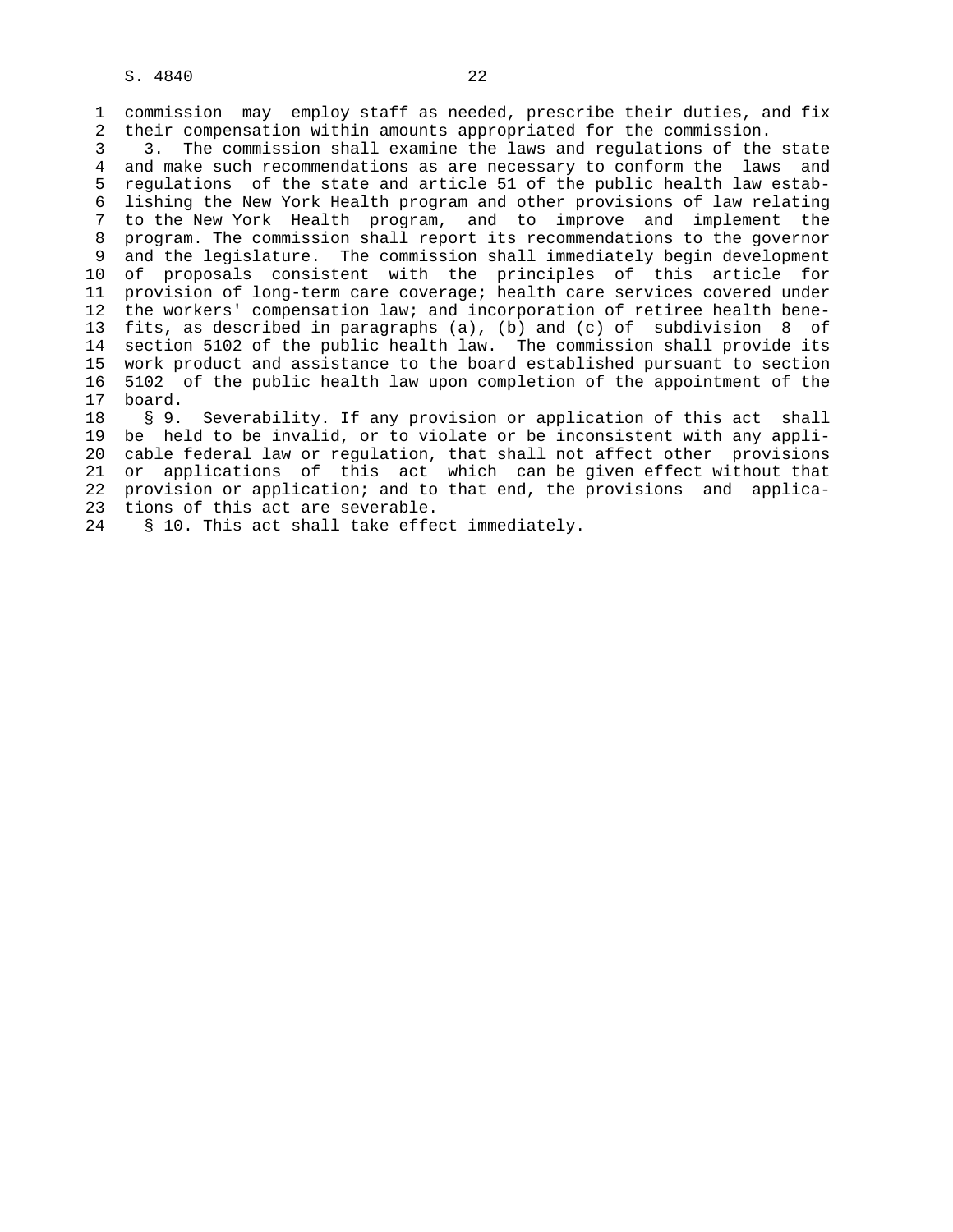commission may employ staff as needed, prescribe their duties, and fix their compensation within amounts appropriated for the commission.

3. The commission shall examine the laws and regulations of the state and make such recommendations as are necessary to conform the laws and regulations of the state and article 51 of the public health law establishing the New York Health program and other provisions of law relating to the New York Health program, and to improve and implement the program. The commission shall report its recommendations to the governor and the legislature. The commission shall immediately begin development of proposals consistent with the principles of this article for provision of long-term care coverage; health care services covered under the workers' compensation law; and incorporation of retiree health benefits, as described in paragraphs (a), (b) and (c) of subdivision 8 of section 5102 of the public health law. The commission shall provide its work product and assistance to the board established pursuant to section 5102 of the public health law upon completion of the appointment of the board.

§ 9. Severability. If any provision or application of this act shall be held to be invalid, or to violate or be inconsistent with any applicable federal law or regulation, that shall not affect other provisions or applications of this act which can be given effect without that provision or application; and to that end, the provisions and applications of this act are severable.

§ 10. This act shall take effect immediately.